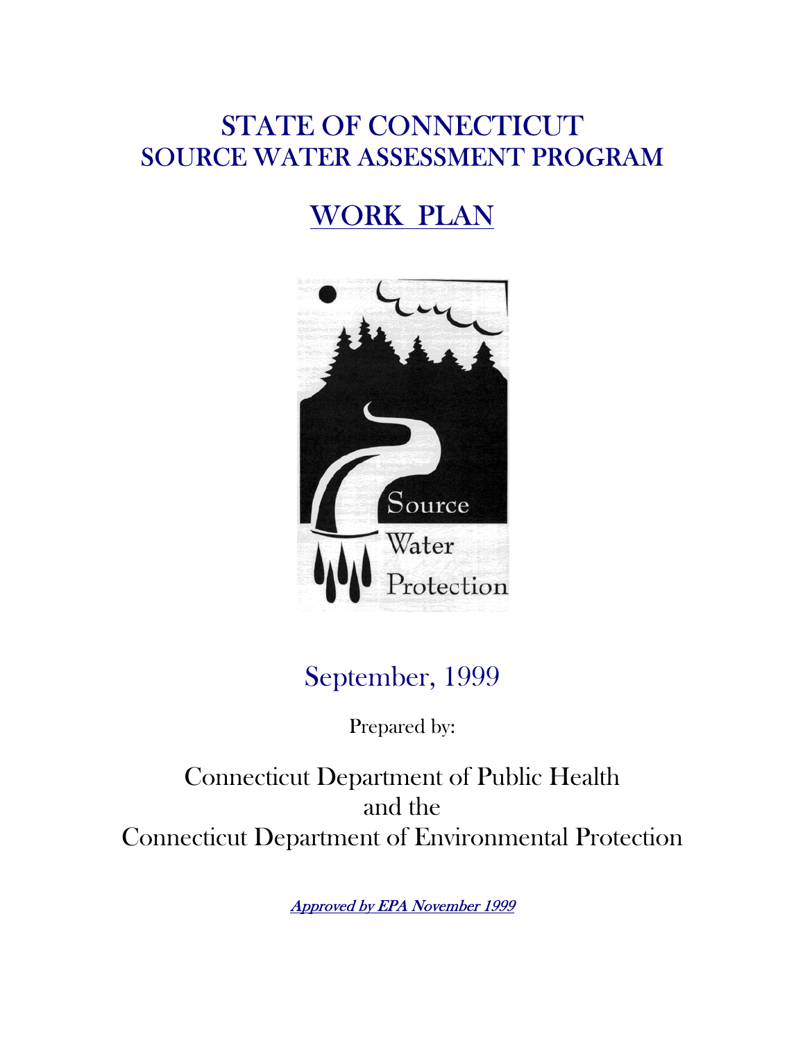# STATE OF CONNECTICUT
## SOURCE WATER ASSESSMENT PROGRAM

## WORK PLAN

Source Water Protection

September, 1999

Prepared by:

Connecticut Department of Public Health
and the
Connecticut Department of Environmental Protection

*Approved by EPA November 1999*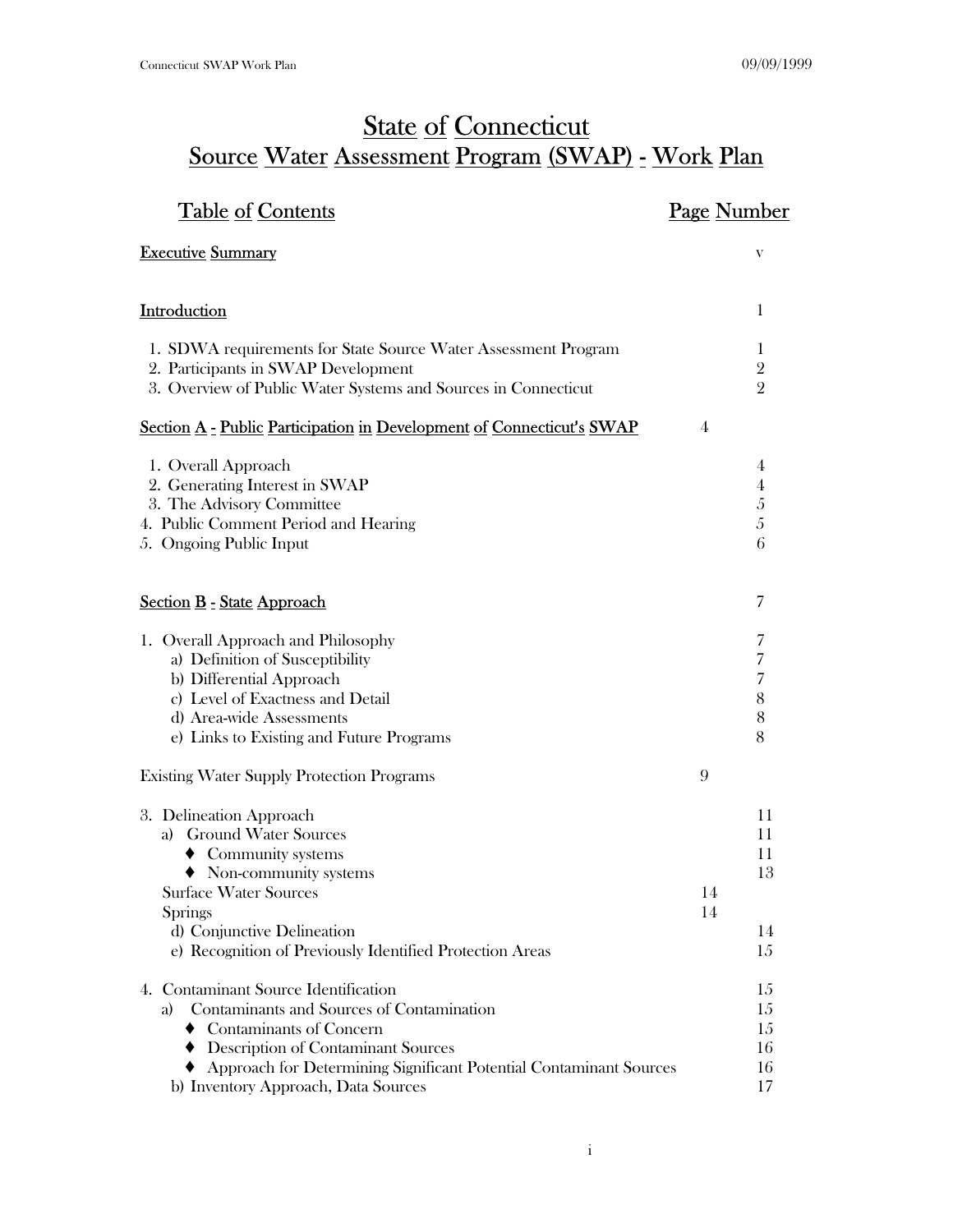# State of Connecticut
# Source Water Assessment Program (SWAP) - Work Plan

| Table of Contents | Page Number |
|---|---|
| **Executive Summary** | v |
| **Introduction** | 1 |
| 1. SDWA requirements for State Source Water Assessment Program | 1 |
| 2. Participants in SWAP Development | 2 |
| 3. Overview of Public Water Systems and Sources in Connecticut | 2 |
| **Section A - Public Participation in Development of Connecticut's SWAP** | 4 |
| 1. Overall Approach | 4 |
| 2. Generating Interest in SWAP | 4 |
| 3. The Advisory Committee | 5 |
| 4. Public Comment Period and Hearing | 5 |
| 5. Ongoing Public Input | 6 |
| **Section B - State Approach** | 7 |
| 1. Overall Approach and Philosophy | 7 |
| a) Definition of Susceptibility | 7 |
| b) Differential Approach | 7 |
| c) Level of Exactness and Detail | 8 |
| d) Area-wide Assessments | 8 |
| e) Links to Existing and Future Programs | 8 |
| Existing Water Supply Protection Programs | 9 |
| 3. Delineation Approach | 11 |
| a) Ground Water Sources | 11 |
| ♦ Community systems | 11 |
| ♦ Non-community systems | 13 |
| Surface Water Sources | 14 |
| Springs | 14 |
| d) Conjunctive Delineation | 14 |
| e) Recognition of Previously Identified Protection Areas | 15 |
| 4. Contaminant Source Identification | 15 |
| a) Contaminants and Sources of Contamination | 15 |
| ♦ Contaminants of Concern | 15 |
| ♦ Description of Contaminant Sources | 16 |
| ♦ Approach for Determining Significant Potential Contaminant Sources | 16 |
| b) Inventory Approach, Data Sources | 17 |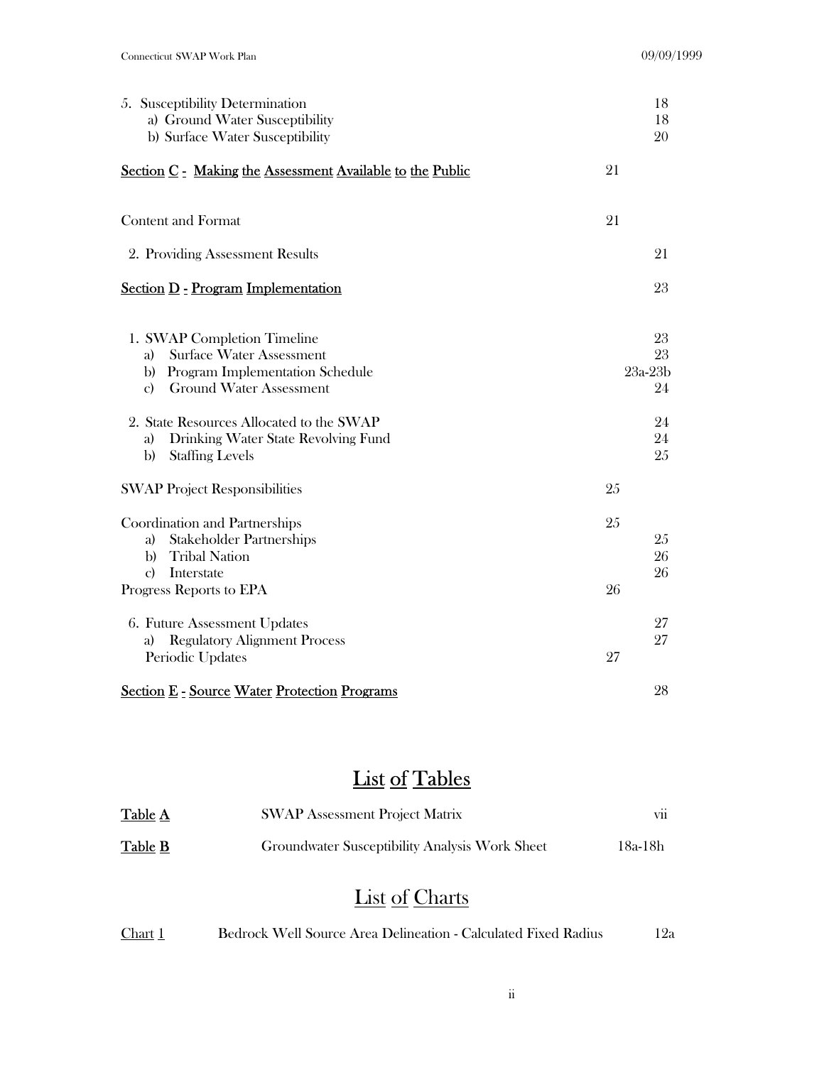5. Susceptibility Determination 18
   a) Ground Water Susceptibility 18
   b) Surface Water Susceptibility 20

**Section C - Making the Assessment Available to the Public** 21

Content and Format 21

2. Providing Assessment Results 21

**Section D - Program Implementation** 23

1. SWAP Completion Timeline 23
   a) Surface Water Assessment 23
   b) Program Implementation Schedule 23a-23b
   c) Ground Water Assessment 24

2. State Resources Allocated to the SWAP 24
   a) Drinking Water State Revolving Fund 24
   b) Staffing Levels 25

SWAP Project Responsibilities 25

Coordination and Partnerships 25
   a) Stakeholder Partnerships 25
   b) Tribal Nation 26
   c) Interstate 26

Progress Reports to EPA 26

6. Future Assessment Updates 27
   a) Regulatory Alignment Process 27
   Periodic Updates 27

**Section E - Source Water Protection Programs** 28

## List of Tables

| | | |
|---|---|---|
| **Table A** | SWAP Assessment Project Matrix | vii |
| **Table B** | Groundwater Susceptibility Analysis Work Sheet | 18a-18h |

## List of Charts

| | | |
|---|---|---|
| Chart 1 | Bedrock Well Source Area Delineation - Calculated Fixed Radius | 12a |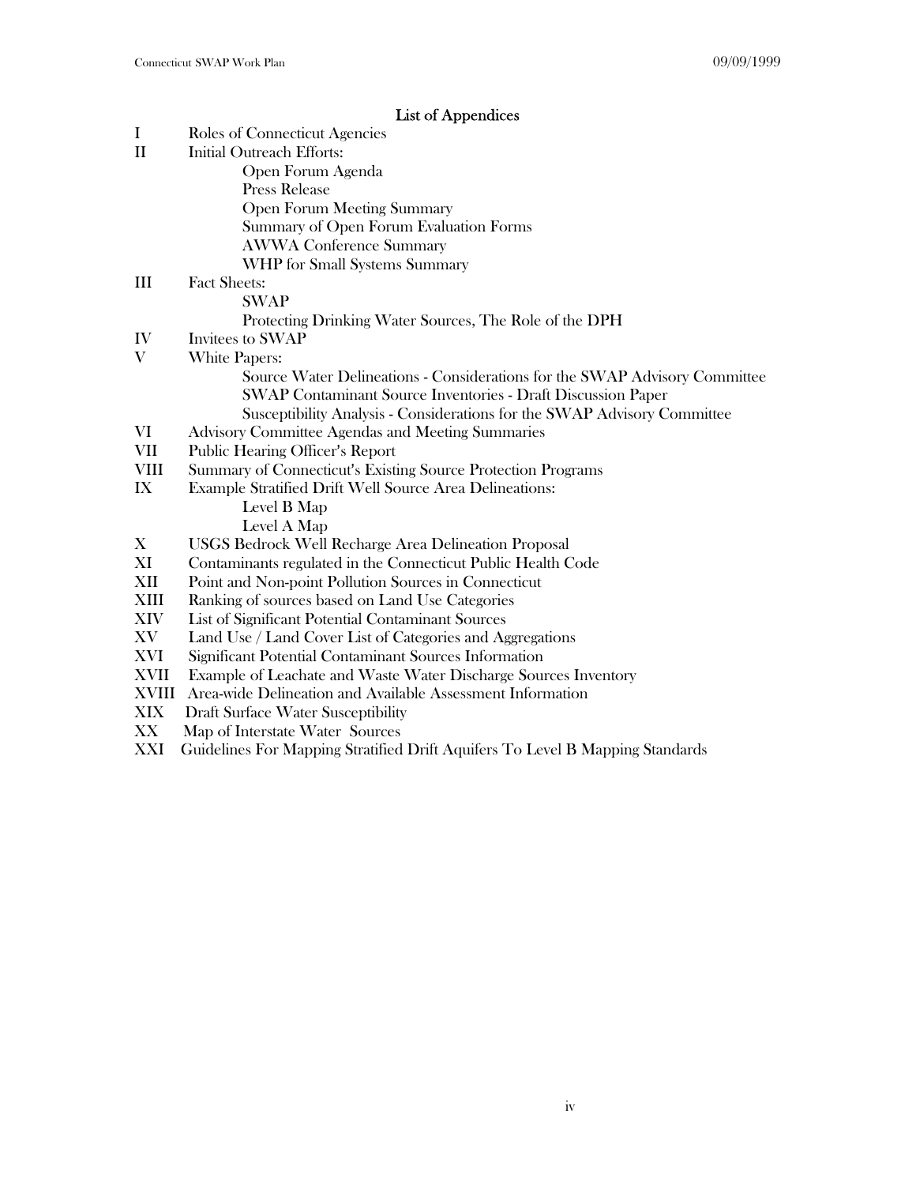## List of Appendices

- I Roles of Connecticut Agencies
- II Initial Outreach Efforts:
  - Open Forum Agenda
  - Press Release
  - Open Forum Meeting Summary
  - Summary of Open Forum Evaluation Forms
  - AWWA Conference Summary
  - WHP for Small Systems Summary
- III Fact Sheets:
  - SWAP
  - Protecting Drinking Water Sources, The Role of the DPH
- IV Invitees to SWAP
- V White Papers:
  - Source Water Delineations - Considerations for the SWAP Advisory Committee
  - SWAP Contaminant Source Inventories - Draft Discussion Paper
  - Susceptibility Analysis - Considerations for the SWAP Advisory Committee
- VI Advisory Committee Agendas and Meeting Summaries
- VII Public Hearing Officer's Report
- VIII Summary of Connecticut's Existing Source Protection Programs
- IX Example Stratified Drift Well Source Area Delineations:
  - Level B Map
  - Level A Map
- X USGS Bedrock Well Recharge Area Delineation Proposal
- XI Contaminants regulated in the Connecticut Public Health Code
- XII Point and Non-point Pollution Sources in Connecticut
- XIII Ranking of sources based on Land Use Categories
- XIV List of Significant Potential Contaminant Sources
- XV Land Use / Land Cover List of Categories and Aggregations
- XVI Significant Potential Contaminant Sources Information
- XVII Example of Leachate and Waste Water Discharge Sources Inventory
- XVIII Area-wide Delineation and Available Assessment Information
- XIX Draft Surface Water Susceptibility
- XX Map of Interstate Water Sources
- XXI Guidelines For Mapping Stratified Drift Aquifers To Level B Mapping Standards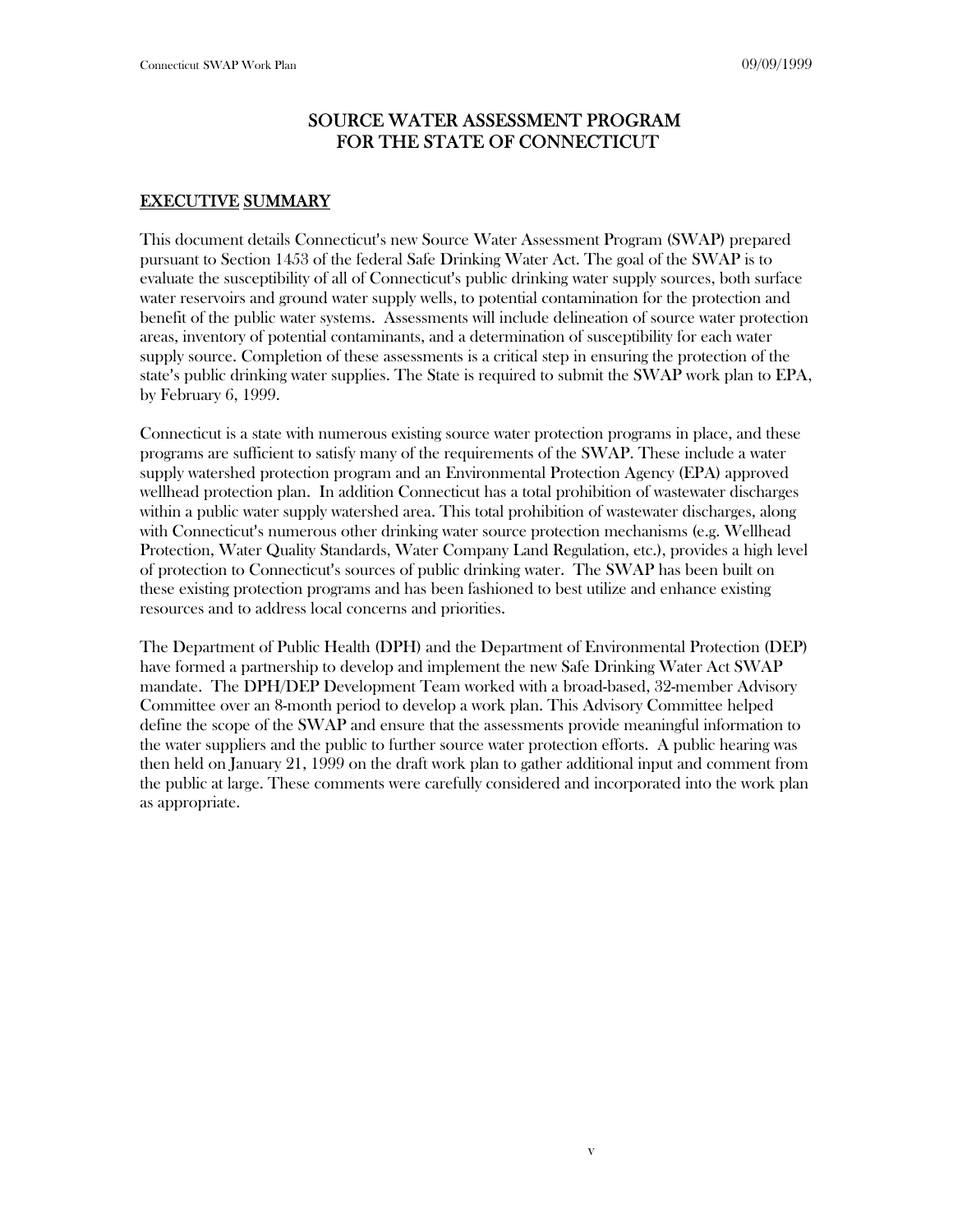# SOURCE WATER ASSESSMENT PROGRAM FOR THE STATE OF CONNECTICUT

## EXECUTIVE SUMMARY

This document details Connecticut's new Source Water Assessment Program (SWAP) prepared pursuant to Section 1453 of the federal Safe Drinking Water Act. The goal of the SWAP is to evaluate the susceptibility of all of Connecticut's public drinking water supply sources, both surface water reservoirs and ground water supply wells, to potential contamination for the protection and benefit of the public water systems. Assessments will include delineation of source water protection areas, inventory of potential contaminants, and a determination of susceptibility for each water supply source. Completion of these assessments is a critical step in ensuring the protection of the state's public drinking water supplies. The State is required to submit the SWAP work plan to EPA, by February 6, 1999.

Connecticut is a state with numerous existing source water protection programs in place, and these programs are sufficient to satisfy many of the requirements of the SWAP. These include a water supply watershed protection program and an Environmental Protection Agency (EPA) approved wellhead protection plan. In addition Connecticut has a total prohibition of wastewater discharges within a public water supply watershed area. This total prohibition of wastewater discharges, along with Connecticut's numerous other drinking water source protection mechanisms (e.g. Wellhead Protection, Water Quality Standards, Water Company Land Regulation, etc.), provides a high level of protection to Connecticut's sources of public drinking water. The SWAP has been built on these existing protection programs and has been fashioned to best utilize and enhance existing resources and to address local concerns and priorities.

The Department of Public Health (DPH) and the Department of Environmental Protection (DEP) have formed a partnership to develop and implement the new Safe Drinking Water Act SWAP mandate. The DPH/DEP Development Team worked with a broad-based, 32-member Advisory Committee over an 8-month period to develop a work plan. This Advisory Committee helped define the scope of the SWAP and ensure that the assessments provide meaningful information to the water suppliers and the public to further source water protection efforts. A public hearing was then held on January 21, 1999 on the draft work plan to gather additional input and comment from the public at large. These comments were carefully considered and incorporated into the work plan as appropriate.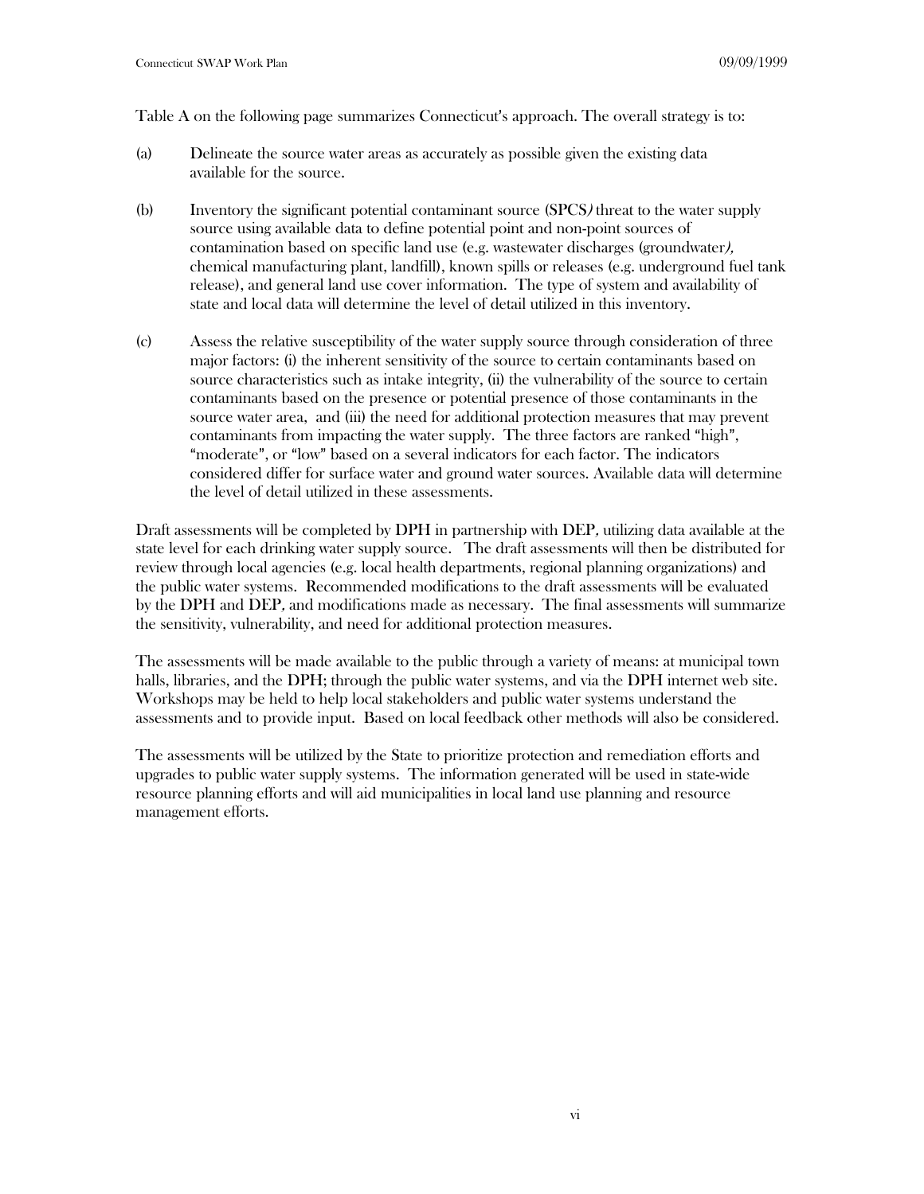Table A on the following page summarizes Connecticut's approach. The overall strategy is to:

(a) Delineate the source water areas as accurately as possible given the existing data available for the source.

(b) Inventory the significant potential contaminant source (SPCS) threat to the water supply source using available data to define potential point and non-point sources of contamination based on specific land use (e.g. wastewater discharges (groundwater), chemical manufacturing plant, landfill), known spills or releases (e.g. underground fuel tank release), and general land use cover information. The type of system and availability of state and local data will determine the level of detail utilized in this inventory.

(c) Assess the relative susceptibility of the water supply source through consideration of three major factors: (i) the inherent sensitivity of the source to certain contaminants based on source characteristics such as intake integrity, (ii) the vulnerability of the source to certain contaminants based on the presence or potential presence of those contaminants in the source water area, and (iii) the need for additional protection measures that may prevent contaminants from impacting the water supply. The three factors are ranked "high", "moderate", or "low" based on a several indicators for each factor. The indicators considered differ for surface water and ground water sources. Available data will determine the level of detail utilized in these assessments.

Draft assessments will be completed by DPH in partnership with DEP, utilizing data available at the state level for each drinking water supply source. The draft assessments will then be distributed for review through local agencies (e.g. local health departments, regional planning organizations) and the public water systems. Recommended modifications to the draft assessments will be evaluated by the DPH and DEP, and modifications made as necessary. The final assessments will summarize the sensitivity, vulnerability, and need for additional protection measures.

The assessments will be made available to the public through a variety of means: at municipal town halls, libraries, and the DPH; through the public water systems, and via the DPH internet web site. Workshops may be held to help local stakeholders and public water systems understand the assessments and to provide input. Based on local feedback other methods will also be considered.

The assessments will be utilized by the State to prioritize protection and remediation efforts and upgrades to public water supply systems. The information generated will be used in state-wide resource planning efforts and will aid municipalities in local land use planning and resource management efforts.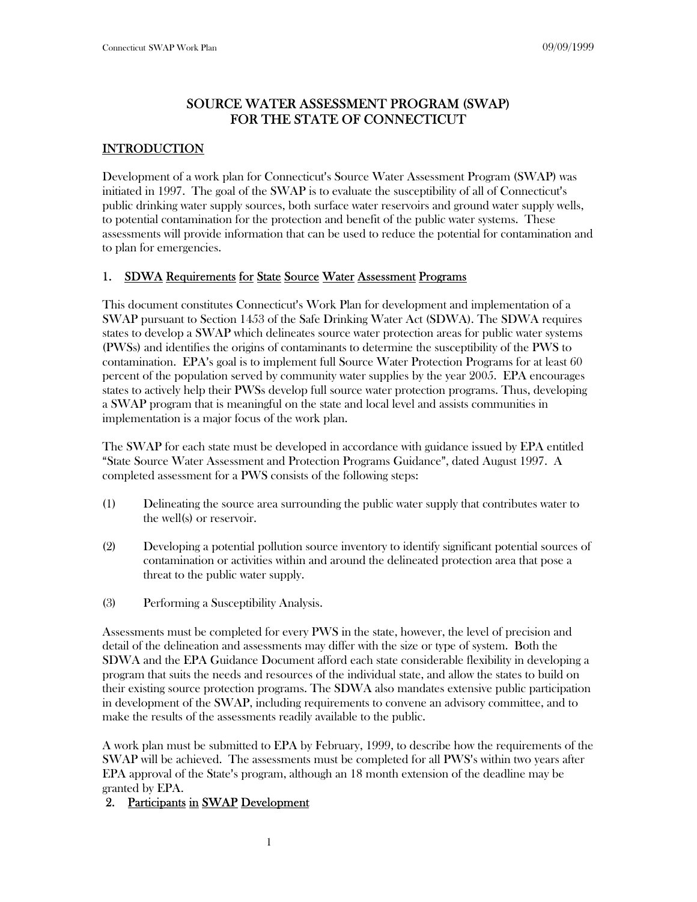# SOURCE WATER ASSESSMENT PROGRAM (SWAP) FOR THE STATE OF CONNECTICUT

## INTRODUCTION

Development of a work plan for Connecticut's Source Water Assessment Program (SWAP) was initiated in 1997. The goal of the SWAP is to evaluate the susceptibility of all of Connecticut's public drinking water supply sources, both surface water reservoirs and ground water supply wells, to potential contamination for the protection and benefit of the public water systems. These assessments will provide information that can be used to reduce the potential for contamination and to plan for emergencies.

## 1. SDWA Requirements for State Source Water Assessment Programs

This document constitutes Connecticut's Work Plan for development and implementation of a SWAP pursuant to Section 1453 of the Safe Drinking Water Act (SDWA). The SDWA requires states to develop a SWAP which delineates source water protection areas for public water systems (PWSs) and identifies the origins of contaminants to determine the susceptibility of the PWS to contamination. EPA's goal is to implement full Source Water Protection Programs for at least 60 percent of the population served by community water supplies by the year 2005. EPA encourages states to actively help their PWSs develop full source water protection programs. Thus, developing a SWAP program that is meaningful on the state and local level and assists communities in implementation is a major focus of the work plan.

The SWAP for each state must be developed in accordance with guidance issued by EPA entitled "State Source Water Assessment and Protection Programs Guidance", dated August 1997. A completed assessment for a PWS consists of the following steps:

(1) Delineating the source area surrounding the public water supply that contributes water to the well(s) or reservoir.

(2) Developing a potential pollution source inventory to identify significant potential sources of contamination or activities within and around the delineated protection area that pose a threat to the public water supply.

(3) Performing a Susceptibility Analysis.

Assessments must be completed for every PWS in the state, however, the level of precision and detail of the delineation and assessments may differ with the size or type of system. Both the SDWA and the EPA Guidance Document afford each state considerable flexibility in developing a program that suits the needs and resources of the individual state, and allow the states to build on their existing source protection programs. The SDWA also mandates extensive public participation in development of the SWAP, including requirements to convene an advisory committee, and to make the results of the assessments readily available to the public.

A work plan must be submitted to EPA by February, 1999, to describe how the requirements of the SWAP will be achieved. The assessments must be completed for all PWS's within two years after EPA approval of the State's program, although an 18 month extension of the deadline may be granted by EPA.

## 2. Participants in SWAP Development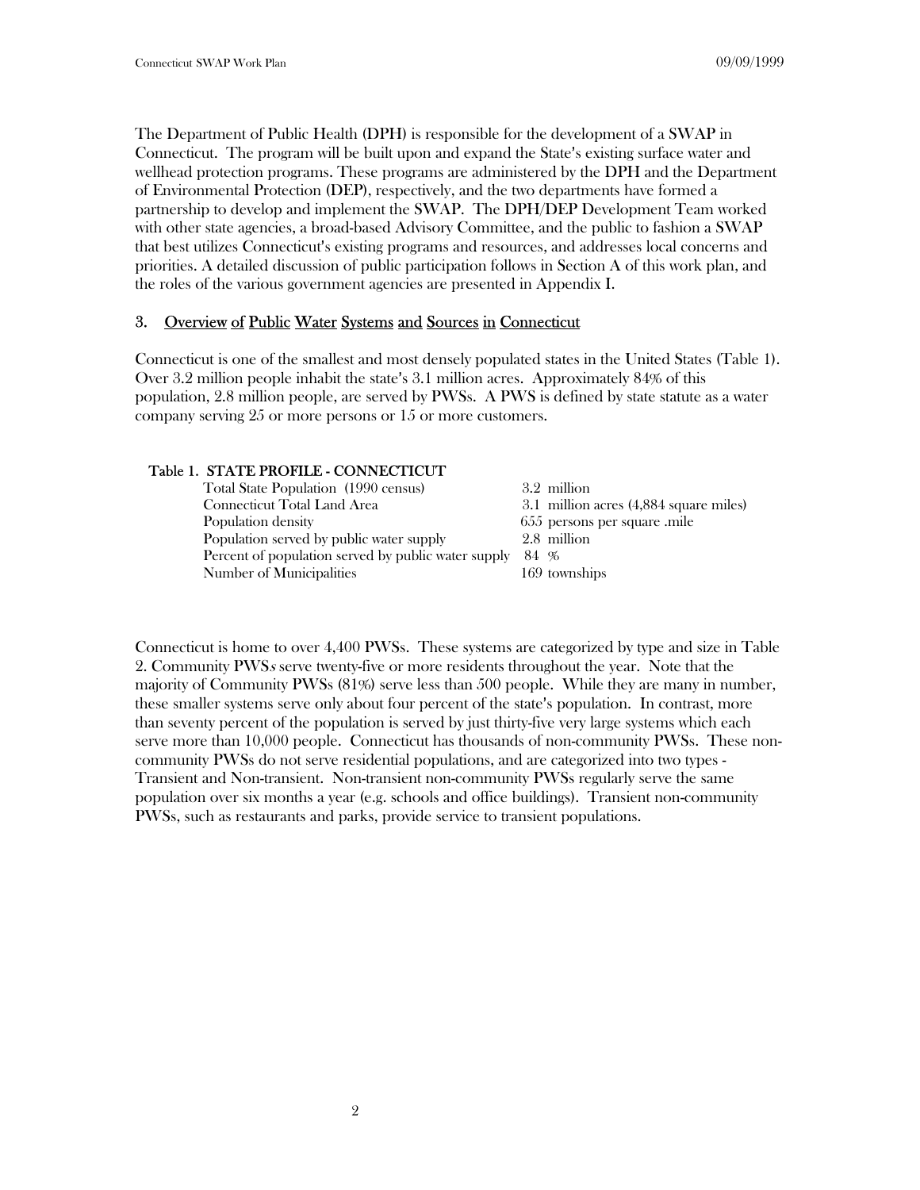The Department of Public Health (DPH) is responsible for the development of a SWAP in Connecticut. The program will be built upon and expand the State's existing surface water and wellhead protection programs. These programs are administered by the DPH and the Department of Environmental Protection (DEP), respectively, and the two departments have formed a partnership to develop and implement the SWAP. The DPH/DEP Development Team worked with other state agencies, a broad-based Advisory Committee, and the public to fashion a SWAP that best utilizes Connecticut's existing programs and resources, and addresses local concerns and priorities. A detailed discussion of public participation follows in Section A of this work plan, and the roles of the various government agencies are presented in Appendix I.

## 3. Overview of Public Water Systems and Sources in Connecticut

Connecticut is one of the smallest and most densely populated states in the United States (Table 1). Over 3.2 million people inhabit the state's 3.1 million acres. Approximately 84% of this population, 2.8 million people, are served by PWSs. A PWS is defined by state statute as a water company serving 25 or more persons or 15 or more customers.

**Table 1. STATE PROFILE - CONNECTICUT**

| | |
|---|---|
| Total State Population (1990 census) | 3.2 million |
| Connecticut Total Land Area | 3.1 million acres (4,884 square miles) |
| Population density | 655 persons per square .mile |
| Population served by public water supply | 2.8 million |
| Percent of population served by public water supply | 84 % |
| Number of Municipalities | 169 townships |

Connecticut is home to over 4,400 PWSs. These systems are categorized by type and size in Table 2. Community PWS*s* serve twenty-five or more residents throughout the year. Note that the majority of Community PWSs (81%) serve less than 500 people. While they are many in number, these smaller systems serve only about four percent of the state's population. In contrast, more than seventy percent of the population is served by just thirty-five very large systems which each serve more than 10,000 people. Connecticut has thousands of non-community PWSs. These non-community PWSs do not serve residential populations, and are categorized into two types - Transient and Non-transient. Non-transient non-community PWSs regularly serve the same population over six months a year (e.g. schools and office buildings). Transient non-community PWSs, such as restaurants and parks, provide service to transient populations.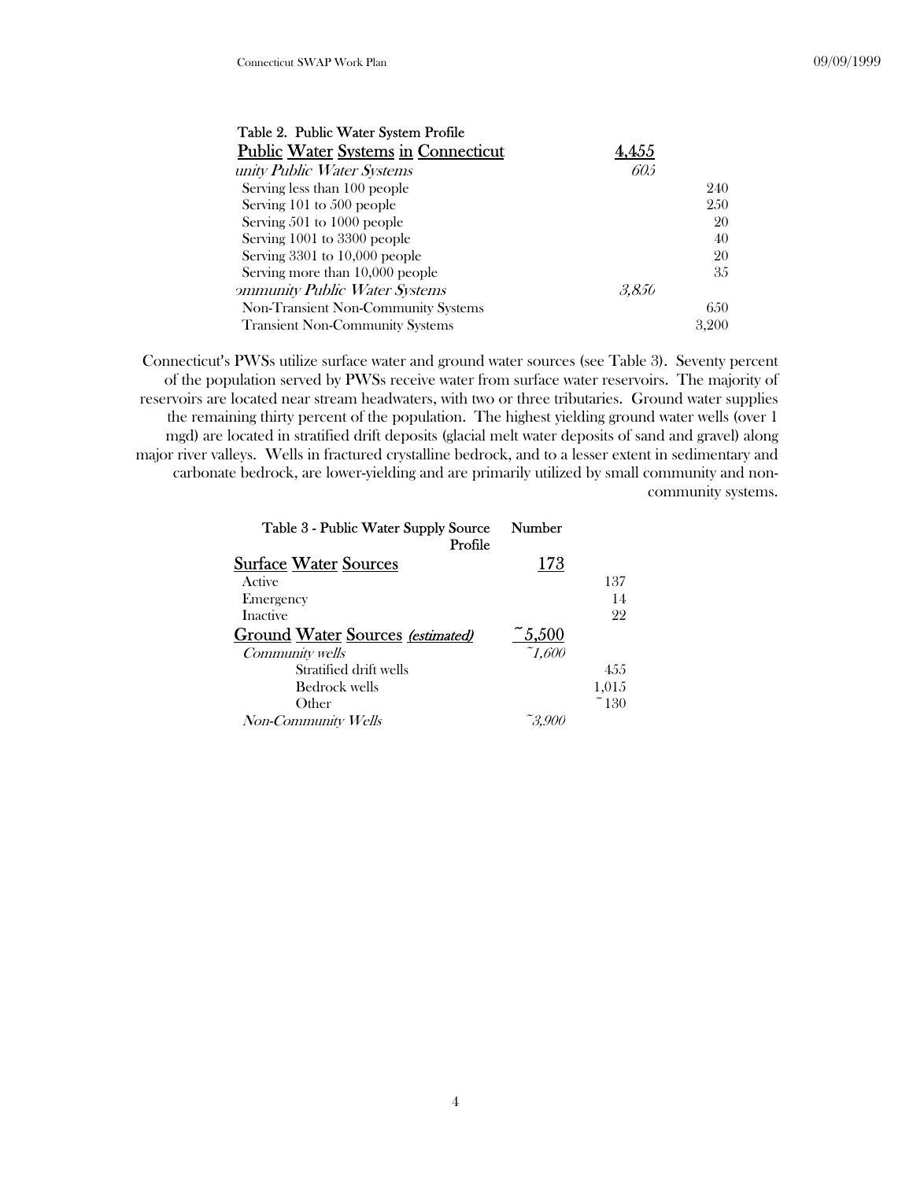Table 2. Public Water System Profile

| Public Water Systems in Connecticut | 4,455 | |
|---|---|---|
| *unity Public Water Systems* | *605* | |
| Serving less than 100 people | | 240 |
| Serving 101 to 500 people | | 250 |
| Serving 501 to 1000 people | | 20 |
| Serving 1001 to 3300 people | | 40 |
| Serving 3301 to 10,000 people | | 20 |
| Serving more than 10,000 people | | 35 |
| *ommunity Public Water Systems* | *3,850* | |
| Non-Transient Non-Community Systems | | 650 |
| Transient Non-Community Systems | | 3,200 |

Connecticut's PWSs utilize surface water and ground water sources (see Table 3). Seventy percent of the population served by PWSs receive water from surface water reservoirs. The majority of reservoirs are located near stream headwaters, with two or three tributaries. Ground water supplies the remaining thirty percent of the population. The highest yielding ground water wells (over 1 mgd) are located in stratified drift deposits (glacial melt water deposits of sand and gravel) along major river valleys. Wells in fractured crystalline bedrock, and to a lesser extent in sedimentary and carbonate bedrock, are lower-yielding and are primarily utilized by small community and non-community systems.

| Table 3 - Public Water Supply Source Profile | Number | |
|---|---|---|
| Surface Water Sources | 173 | |
| Active | | 137 |
| Emergency | | 14 |
| Inactive | | 22 |
| Ground Water Sources *(estimated)* | ~5,500 | |
| *Community wells* | *~1,600* | |
| Stratified drift wells | | 455 |
| Bedrock wells | | 1,015 |
| Other | | ~130 |
| *Non-Community Wells* | *~3,900* | |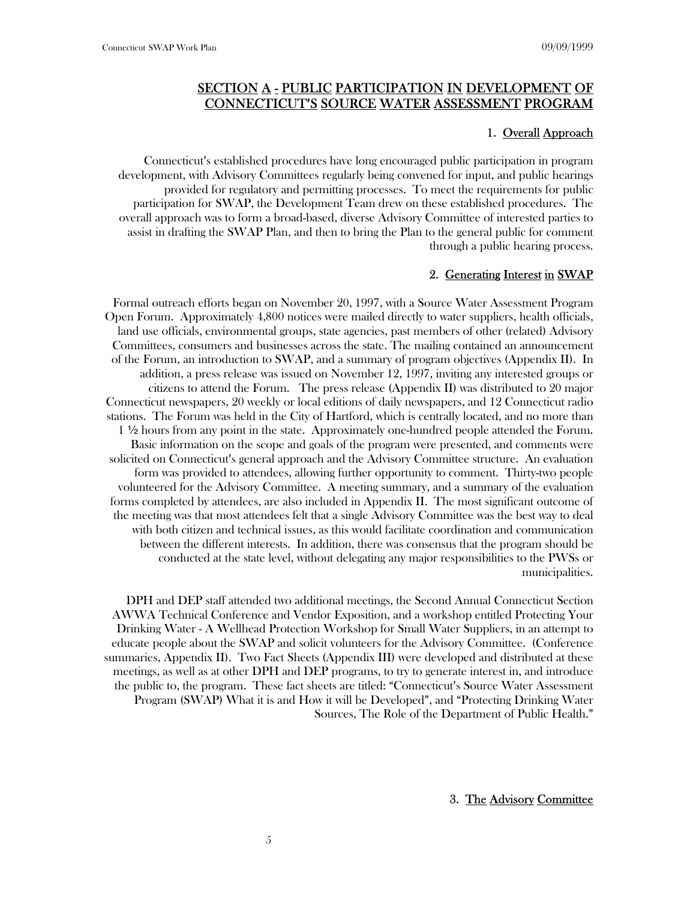## SECTION A - PUBLIC PARTICIPATION IN DEVELOPMENT OF CONNECTICUT'S SOURCE WATER ASSESSMENT PROGRAM

### 1. Overall Approach

Connecticut's established procedures have long encouraged public participation in program development, with Advisory Committees regularly being convened for input, and public hearings provided for regulatory and permitting processes. To meet the requirements for public participation for SWAP, the Development Team drew on these established procedures. The overall approach was to form a broad-based, diverse Advisory Committee of interested parties to assist in drafting the SWAP Plan, and then to bring the Plan to the general public for comment through a public hearing process.

### 2. Generating Interest in SWAP

Formal outreach efforts began on November 20, 1997, with a Source Water Assessment Program Open Forum. Approximately 4,800 notices were mailed directly to water suppliers, health officials, land use officials, environmental groups, state agencies, past members of other (related) Advisory Committees, consumers and businesses across the state. The mailing contained an announcement of the Forum, an introduction to SWAP, and a summary of program objectives (Appendix II). In addition, a press release was issued on November 12, 1997, inviting any interested groups or citizens to attend the Forum. The press release (Appendix II) was distributed to 20 major Connecticut newspapers, 20 weekly or local editions of daily newspapers, and 12 Connecticut radio stations. The Forum was held in the City of Hartford, which is centrally located, and no more than 1 ½ hours from any point in the state. Approximately one-hundred people attended the Forum. Basic information on the scope and goals of the program were presented, and comments were solicited on Connecticut's general approach and the Advisory Committee structure. An evaluation form was provided to attendees, allowing further opportunity to comment. Thirty-two people volunteered for the Advisory Committee. A meeting summary, and a summary of the evaluation forms completed by attendees, are also included in Appendix II. The most significant outcome of the meeting was that most attendees felt that a single Advisory Committee was the best way to deal with both citizen and technical issues, as this would facilitate coordination and communication between the different interests. In addition, there was consensus that the program should be conducted at the state level, without delegating any major responsibilities to the PWSs or municipalities.

DPH and DEP staff attended two additional meetings, the Second Annual Connecticut Section AWWA Technical Conference and Vendor Exposition, and a workshop entitled Protecting Your Drinking Water - A Wellhead Protection Workshop for Small Water Suppliers, in an attempt to educate people about the SWAP and solicit volunteers for the Advisory Committee. (Conference summaries, Appendix II). Two Fact Sheets (Appendix III) were developed and distributed at these meetings, as well as at other DPH and DEP programs, to try to generate interest in, and introduce the public to, the program. These fact sheets are titled: "Connecticut's Source Water Assessment Program (SWAP) What it is and How it will be Developed", and "Protecting Drinking Water Sources, The Role of the Department of Public Health."

### 3. The Advisory Committee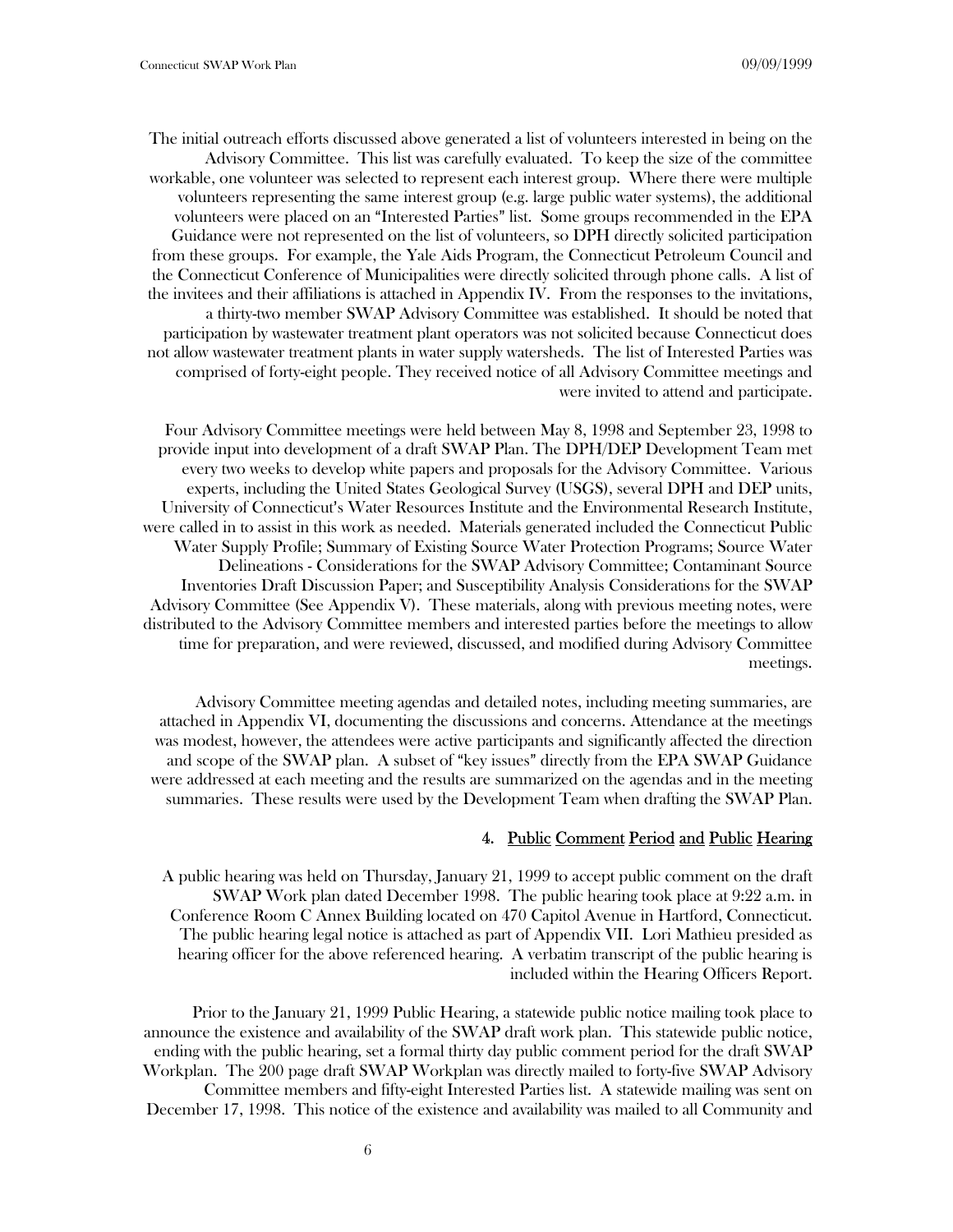The initial outreach efforts discussed above generated a list of volunteers interested in being on the Advisory Committee. This list was carefully evaluated. To keep the size of the committee workable, one volunteer was selected to represent each interest group. Where there were multiple volunteers representing the same interest group (e.g. large public water systems), the additional volunteers were placed on an "Interested Parties" list. Some groups recommended in the EPA Guidance were not represented on the list of volunteers, so DPH directly solicited participation from these groups. For example, the Yale Aids Program, the Connecticut Petroleum Council and the Connecticut Conference of Municipalities were directly solicited through phone calls. A list of the invitees and their affiliations is attached in Appendix IV. From the responses to the invitations, a thirty-two member SWAP Advisory Committee was established. It should be noted that participation by wastewater treatment plant operators was not solicited because Connecticut does not allow wastewater treatment plants in water supply watersheds. The list of Interested Parties was comprised of forty-eight people. They received notice of all Advisory Committee meetings and were invited to attend and participate.

Four Advisory Committee meetings were held between May 8, 1998 and September 23, 1998 to provide input into development of a draft SWAP Plan. The DPH/DEP Development Team met every two weeks to develop white papers and proposals for the Advisory Committee. Various experts, including the United States Geological Survey (USGS), several DPH and DEP units, University of Connecticut's Water Resources Institute and the Environmental Research Institute, were called in to assist in this work as needed. Materials generated included the Connecticut Public Water Supply Profile; Summary of Existing Source Water Protection Programs; Source Water Delineations - Considerations for the SWAP Advisory Committee; Contaminant Source Inventories Draft Discussion Paper; and Susceptibility Analysis Considerations for the SWAP Advisory Committee (See Appendix V). These materials, along with previous meeting notes, were distributed to the Advisory Committee members and interested parties before the meetings to allow time for preparation, and were reviewed, discussed, and modified during Advisory Committee meetings.

Advisory Committee meeting agendas and detailed notes, including meeting summaries, are attached in Appendix VI, documenting the discussions and concerns. Attendance at the meetings was modest, however, the attendees were active participants and significantly affected the direction and scope of the SWAP plan. A subset of "key issues" directly from the EPA SWAP Guidance were addressed at each meeting and the results are summarized on the agendas and in the meeting summaries. These results were used by the Development Team when drafting the SWAP Plan.

### 4. Public Comment Period and Public Hearing

A public hearing was held on Thursday, January 21, 1999 to accept public comment on the draft SWAP Work plan dated December 1998. The public hearing took place at 9:22 a.m. in Conference Room C Annex Building located on 470 Capitol Avenue in Hartford, Connecticut. The public hearing legal notice is attached as part of Appendix VII. Lori Mathieu presided as hearing officer for the above referenced hearing. A verbatim transcript of the public hearing is included within the Hearing Officers Report.

Prior to the January 21, 1999 Public Hearing, a statewide public notice mailing took place to announce the existence and availability of the SWAP draft work plan. This statewide public notice, ending with the public hearing, set a formal thirty day public comment period for the draft SWAP Workplan. The 200 page draft SWAP Workplan was directly mailed to forty-five SWAP Advisory Committee members and fifty-eight Interested Parties list. A statewide mailing was sent on December 17, 1998. This notice of the existence and availability was mailed to all Community and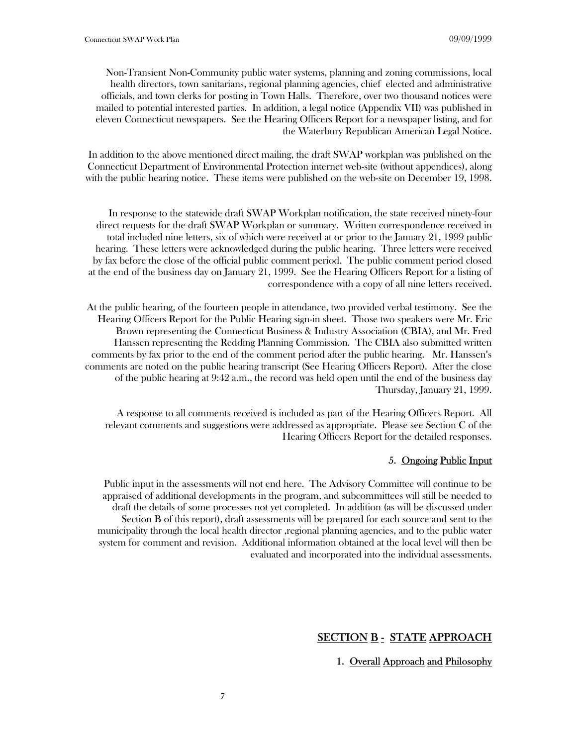Non-Transient Non-Community public water systems, planning and zoning commissions, local health directors, town sanitarians, regional planning agencies, chief elected and administrative officials, and town clerks for posting in Town Halls. Therefore, over two thousand notices were mailed to potential interested parties. In addition, a legal notice (Appendix VII) was published in eleven Connecticut newspapers. See the Hearing Officers Report for a newspaper listing, and for the Waterbury Republican American Legal Notice.

In addition to the above mentioned direct mailing, the draft SWAP workplan was published on the Connecticut Department of Environmental Protection internet web-site (without appendices), along with the public hearing notice. These items were published on the web-site on December 19, 1998.

In response to the statewide draft SWAP Workplan notification, the state received ninety-four direct requests for the draft SWAP Workplan or summary. Written correspondence received in total included nine letters, six of which were received at or prior to the January 21, 1999 public hearing. These letters were acknowledged during the public hearing. Three letters were received by fax before the close of the official public comment period. The public comment period closed at the end of the business day on January 21, 1999. See the Hearing Officers Report for a listing of correspondence with a copy of all nine letters received.

At the public hearing, of the fourteen people in attendance, two provided verbal testimony. See the Hearing Officers Report for the Public Hearing sign-in sheet. Those two speakers were Mr. Eric Brown representing the Connecticut Business & Industry Association (CBIA), and Mr. Fred Hanssen representing the Redding Planning Commission. The CBIA also submitted written comments by fax prior to the end of the comment period after the public hearing. Mr. Hanssen's comments are noted on the public hearing transcript (See Hearing Officers Report). After the close of the public hearing at 9:42 a.m., the record was held open until the end of the business day Thursday, January 21, 1999.

A response to all comments received is included as part of the Hearing Officers Report. All relevant comments and suggestions were addressed as appropriate. Please see Section C of the Hearing Officers Report for the detailed responses.

### 5. Ongoing Public Input

Public input in the assessments will not end here. The Advisory Committee will continue to be appraised of additional developments in the program, and subcommittees will still be needed to draft the details of some processes not yet completed. In addition (as will be discussed under Section B of this report), draft assessments will be prepared for each source and sent to the municipality through the local health director ,regional planning agencies, and to the public water system for comment and revision. Additional information obtained at the local level will then be evaluated and incorporated into the individual assessments.

## SECTION B - STATE APPROACH

### 1. Overall Approach and Philosophy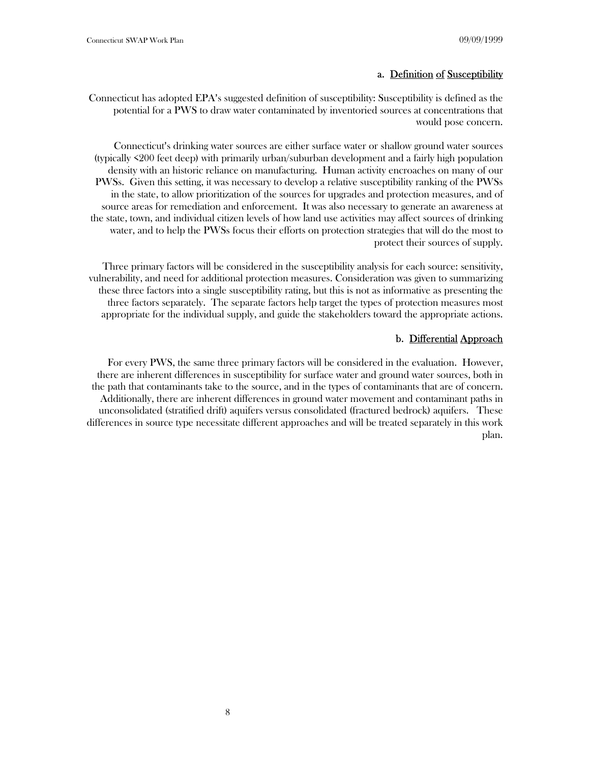### a. Definition of Susceptibility

Connecticut has adopted EPA's suggested definition of susceptibility: Susceptibility is defined as the potential for a PWS to draw water contaminated by inventoried sources at concentrations that would pose concern.

Connecticut's drinking water sources are either surface water or shallow ground water sources (typically <200 feet deep) with primarily urban/suburban development and a fairly high population density with an historic reliance on manufacturing. Human activity encroaches on many of our PWSs. Given this setting, it was necessary to develop a relative susceptibility ranking of the PWSs in the state, to allow prioritization of the sources for upgrades and protection measures, and of source areas for remediation and enforcement. It was also necessary to generate an awareness at the state, town, and individual citizen levels of how land use activities may affect sources of drinking water, and to help the PWSs focus their efforts on protection strategies that will do the most to protect their sources of supply.

Three primary factors will be considered in the susceptibility analysis for each source: sensitivity, vulnerability, and need for additional protection measures. Consideration was given to summarizing these three factors into a single susceptibility rating, but this is not as informative as presenting the three factors separately. The separate factors help target the types of protection measures most appropriate for the individual supply, and guide the stakeholders toward the appropriate actions.

### b. Differential Approach

For every PWS, the same three primary factors will be considered in the evaluation. However, there are inherent differences in susceptibility for surface water and ground water sources, both in the path that contaminants take to the source, and in the types of contaminants that are of concern. Additionally, there are inherent differences in ground water movement and contaminant paths in unconsolidated (stratified drift) aquifers versus consolidated (fractured bedrock) aquifers. These differences in source type necessitate different approaches and will be treated separately in this work plan.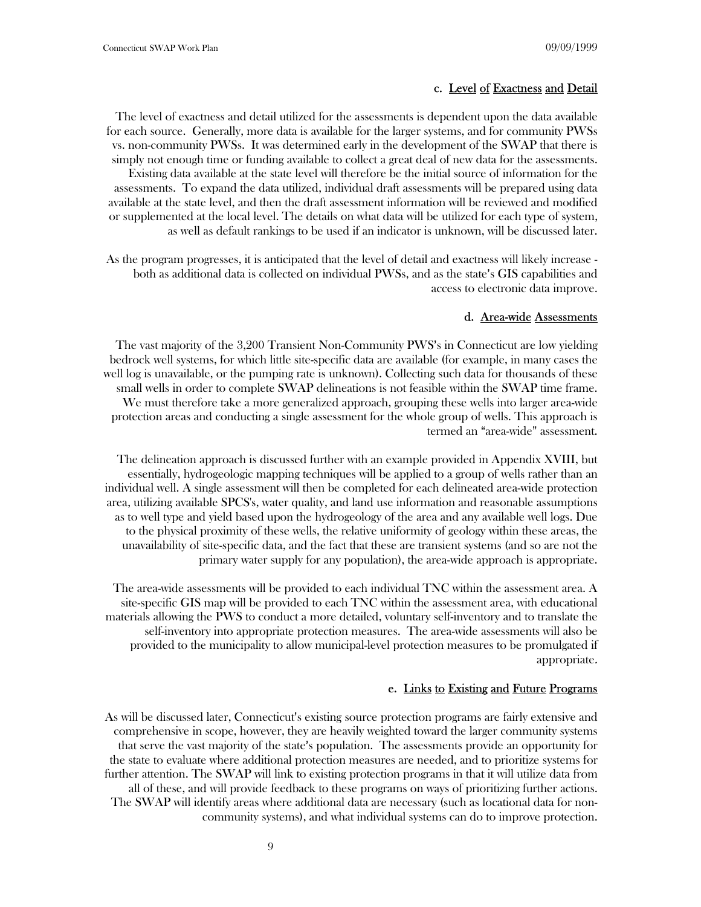### c. Level of Exactness and Detail

The level of exactness and detail utilized for the assessments is dependent upon the data available for each source. Generally, more data is available for the larger systems, and for community PWSs vs. non-community PWSs. It was determined early in the development of the SWAP that there is simply not enough time or funding available to collect a great deal of new data for the assessments. Existing data available at the state level will therefore be the initial source of information for the assessments. To expand the data utilized, individual draft assessments will be prepared using data available at the state level, and then the draft assessment information will be reviewed and modified or supplemented at the local level. The details on what data will be utilized for each type of system, as well as default rankings to be used if an indicator is unknown, will be discussed later.

As the program progresses, it is anticipated that the level of detail and exactness will likely increase - both as additional data is collected on individual PWSs, and as the state's GIS capabilities and access to electronic data improve.

### d. Area-wide Assessments

The vast majority of the 3,200 Transient Non-Community PWS's in Connecticut are low yielding bedrock well systems, for which little site-specific data are available (for example, in many cases the well log is unavailable, or the pumping rate is unknown). Collecting such data for thousands of these small wells in order to complete SWAP delineations is not feasible within the SWAP time frame. We must therefore take a more generalized approach, grouping these wells into larger area-wide protection areas and conducting a single assessment for the whole group of wells. This approach is termed an "area-wide" assessment.

The delineation approach is discussed further with an example provided in Appendix XVIII, but essentially, hydrogeologic mapping techniques will be applied to a group of wells rather than an individual well. A single assessment will then be completed for each delineated area-wide protection area, utilizing available SPCS's, water quality, and land use information and reasonable assumptions as to well type and yield based upon the hydrogeology of the area and any available well logs. Due to the physical proximity of these wells, the relative uniformity of geology within these areas, the unavailability of site-specific data, and the fact that these are transient systems (and so are not the primary water supply for any population), the area-wide approach is appropriate.

The area-wide assessments will be provided to each individual TNC within the assessment area. A site-specific GIS map will be provided to each TNC within the assessment area, with educational materials allowing the PWS to conduct a more detailed, voluntary self-inventory and to translate the self-inventory into appropriate protection measures. The area-wide assessments will also be provided to the municipality to allow municipal-level protection measures to be promulgated if appropriate.

### e. Links to Existing and Future Programs

As will be discussed later, Connecticut's existing source protection programs are fairly extensive and comprehensive in scope, however, they are heavily weighted toward the larger community systems that serve the vast majority of the state's population. The assessments provide an opportunity for the state to evaluate where additional protection measures are needed, and to prioritize systems for further attention. The SWAP will link to existing protection programs in that it will utilize data from all of these, and will provide feedback to these programs on ways of prioritizing further actions. The SWAP will identify areas where additional data are necessary (such as locational data for non-community systems), and what individual systems can do to improve protection.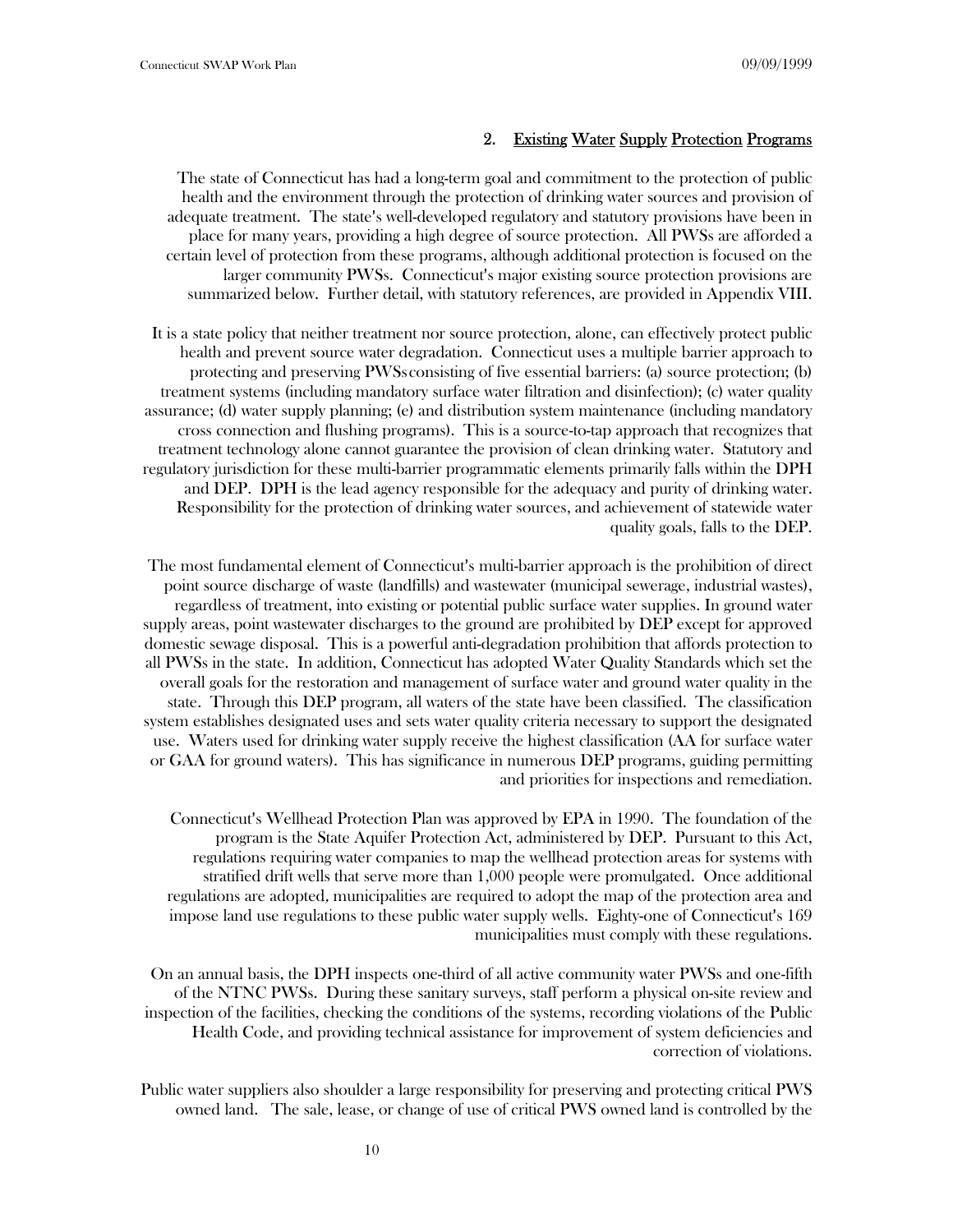## 2. Existing Water Supply Protection Programs

The state of Connecticut has had a long-term goal and commitment to the protection of public health and the environment through the protection of drinking water sources and provision of adequate treatment. The state's well-developed regulatory and statutory provisions have been in place for many years, providing a high degree of source protection. All PWSs are afforded a certain level of protection from these programs, although additional protection is focused on the larger community PWSs. Connecticut's major existing source protection provisions are summarized below. Further detail, with statutory references, are provided in Appendix VIII.

It is a state policy that neither treatment nor source protection, alone, can effectively protect public health and prevent source water degradation. Connecticut uses a multiple barrier approach to protecting and preserving PWSs consisting of five essential barriers: (a) source protection; (b) treatment systems (including mandatory surface water filtration and disinfection); (c) water quality assurance; (d) water supply planning; (e) and distribution system maintenance (including mandatory cross connection and flushing programs). This is a source-to-tap approach that recognizes that treatment technology alone cannot guarantee the provision of clean drinking water. Statutory and regulatory jurisdiction for these multi-barrier programmatic elements primarily falls within the DPH and DEP. DPH is the lead agency responsible for the adequacy and purity of drinking water. Responsibility for the protection of drinking water sources, and achievement of statewide water quality goals, falls to the DEP.

The most fundamental element of Connecticut's multi-barrier approach is the prohibition of direct point source discharge of waste (landfills) and wastewater (municipal sewerage, industrial wastes), regardless of treatment, into existing or potential public surface water supplies. In ground water supply areas, point wastewater discharges to the ground are prohibited by DEP except for approved domestic sewage disposal. This is a powerful anti-degradation prohibition that affords protection to all PWSs in the state. In addition, Connecticut has adopted Water Quality Standards which set the overall goals for the restoration and management of surface water and ground water quality in the state. Through this DEP program, all waters of the state have been classified. The classification system establishes designated uses and sets water quality criteria necessary to support the designated use. Waters used for drinking water supply receive the highest classification (AA for surface water or GAA for ground waters). This has significance in numerous DEP programs, guiding permitting and priorities for inspections and remediation.

Connecticut's Wellhead Protection Plan was approved by EPA in 1990. The foundation of the program is the State Aquifer Protection Act, administered by DEP. Pursuant to this Act, regulations requiring water companies to map the wellhead protection areas for systems with stratified drift wells that serve more than 1,000 people were promulgated. Once additional regulations are adopted, municipalities are required to adopt the map of the protection area and impose land use regulations to these public water supply wells. Eighty-one of Connecticut's 169 municipalities must comply with these regulations.

On an annual basis, the DPH inspects one-third of all active community water PWSs and one-fifth of the NTNC PWSs. During these sanitary surveys, staff perform a physical on-site review and inspection of the facilities, checking the conditions of the systems, recording violations of the Public Health Code, and providing technical assistance for improvement of system deficiencies and correction of violations.

Public water suppliers also shoulder a large responsibility for preserving and protecting critical PWS owned land. The sale, lease, or change of use of critical PWS owned land is controlled by the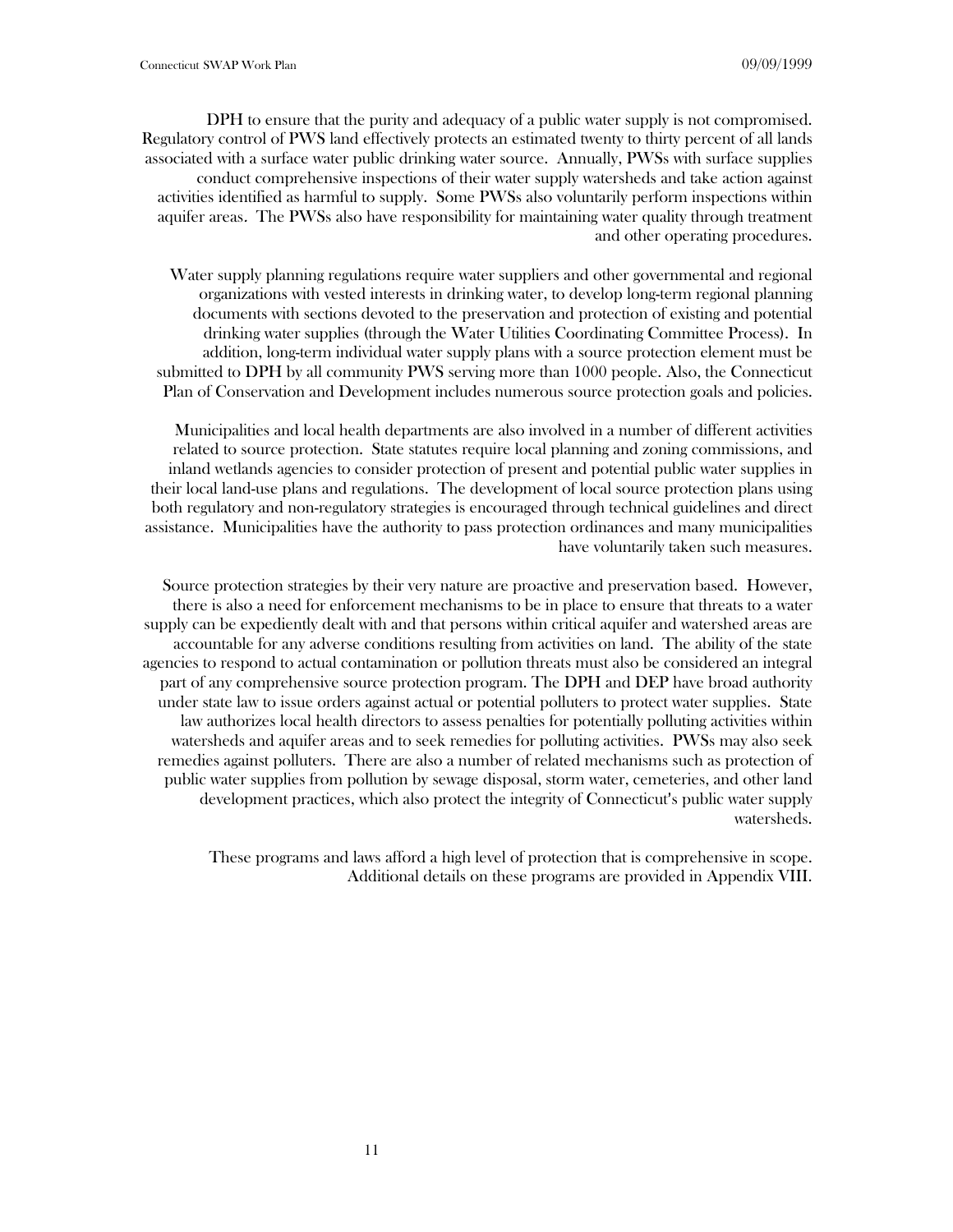DPH to ensure that the purity and adequacy of a public water supply is not compromised. Regulatory control of PWS land effectively protects an estimated twenty to thirty percent of all lands associated with a surface water public drinking water source. Annually, PWSs with surface supplies conduct comprehensive inspections of their water supply watersheds and take action against activities identified as harmful to supply. Some PWSs also voluntarily perform inspections within aquifer areas. The PWSs also have responsibility for maintaining water quality through treatment and other operating procedures.

Water supply planning regulations require water suppliers and other governmental and regional organizations with vested interests in drinking water, to develop long-term regional planning documents with sections devoted to the preservation and protection of existing and potential drinking water supplies (through the Water Utilities Coordinating Committee Process). In addition, long-term individual water supply plans with a source protection element must be submitted to DPH by all community PWS serving more than 1000 people. Also, the Connecticut Plan of Conservation and Development includes numerous source protection goals and policies.

Municipalities and local health departments are also involved in a number of different activities related to source protection. State statutes require local planning and zoning commissions, and inland wetlands agencies to consider protection of present and potential public water supplies in their local land-use plans and regulations. The development of local source protection plans using both regulatory and non-regulatory strategies is encouraged through technical guidelines and direct assistance. Municipalities have the authority to pass protection ordinances and many municipalities have voluntarily taken such measures.

Source protection strategies by their very nature are proactive and preservation based. However, there is also a need for enforcement mechanisms to be in place to ensure that threats to a water supply can be expediently dealt with and that persons within critical aquifer and watershed areas are accountable for any adverse conditions resulting from activities on land. The ability of the state agencies to respond to actual contamination or pollution threats must also be considered an integral part of any comprehensive source protection program. The DPH and DEP have broad authority under state law to issue orders against actual or potential polluters to protect water supplies. State law authorizes local health directors to assess penalties for potentially polluting activities within watersheds and aquifer areas and to seek remedies for polluting activities. PWSs may also seek remedies against polluters. There are also a number of related mechanisms such as protection of public water supplies from pollution by sewage disposal, storm water, cemeteries, and other land development practices, which also protect the integrity of Connecticut's public water supply watersheds.

These programs and laws afford a high level of protection that is comprehensive in scope. Additional details on these programs are provided in Appendix VIII.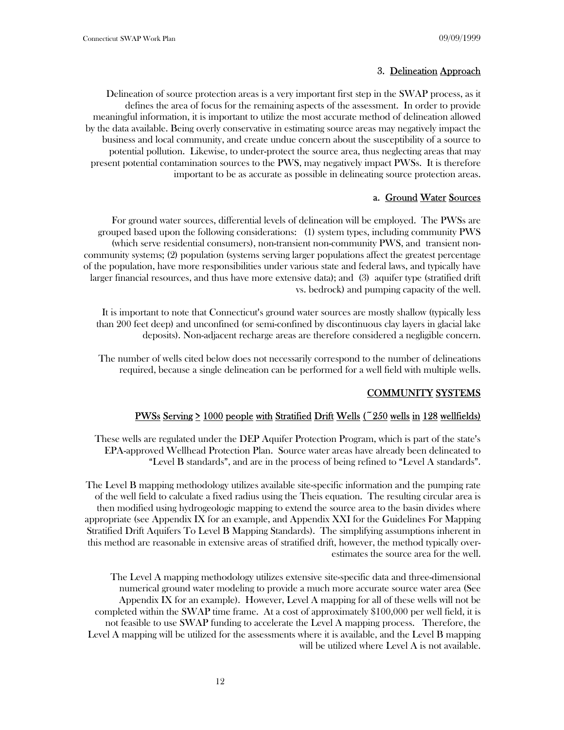### 3. Delineation Approach

Delineation of source protection areas is a very important first step in the SWAP process, as it defines the area of focus for the remaining aspects of the assessment. In order to provide meaningful information, it is important to utilize the most accurate method of delineation allowed by the data available. Being overly conservative in estimating source areas may negatively impact the business and local community, and create undue concern about the susceptibility of a source to potential pollution. Likewise, to under-protect the source area, thus neglecting areas that may present potential contamination sources to the PWS, may negatively impact PWSs. It is therefore important to be as accurate as possible in delineating source protection areas.

#### a. Ground Water Sources

For ground water sources, differential levels of delineation will be employed. The PWSs are grouped based upon the following considerations: (1) system types, including community PWS (which serve residential consumers), non-transient non-community PWS, and transient non-community systems; (2) population (systems serving larger populations affect the greatest percentage of the population, have more responsibilities under various state and federal laws, and typically have larger financial resources, and thus have more extensive data); and (3) aquifer type (stratified drift vs. bedrock) and pumping capacity of the well.

It is important to note that Connecticut's ground water sources are mostly shallow (typically less than 200 feet deep) and unconfined (or semi-confined by discontinuous clay layers in glacial lake deposits). Non-adjacent recharge areas are therefore considered a negligible concern.

The number of wells cited below does not necessarily correspond to the number of delineations required, because a single delineation can be performed for a well field with multiple wells.

##### COMMUNITY SYSTEMS

##### PWSs Serving ≥ 1000 people with Stratified Drift Wells (~250 wells in 128 wellfields)

These wells are regulated under the DEP Aquifer Protection Program, which is part of the state's EPA-approved Wellhead Protection Plan. Source water areas have already been delineated to "Level B standards", and are in the process of being refined to "Level A standards".

The Level B mapping methodology utilizes available site-specific information and the pumping rate of the well field to calculate a fixed radius using the Theis equation. The resulting circular area is then modified using hydrogeologic mapping to extend the source area to the basin divides where appropriate (see Appendix IX for an example, and Appendix XXI for the Guidelines For Mapping Stratified Drift Aquifers To Level B Mapping Standards). The simplifying assumptions inherent in this method are reasonable in extensive areas of stratified drift, however, the method typically over-estimates the source area for the well.

The Level A mapping methodology utilizes extensive site-specific data and three-dimensional numerical ground water modeling to provide a much more accurate source water area (See Appendix IX for an example). However, Level A mapping for all of these wells will not be completed within the SWAP time frame. At a cost of approximately $100,000 per well field, it is not feasible to use SWAP funding to accelerate the Level A mapping process. Therefore, the Level A mapping will be utilized for the assessments where it is available, and the Level B mapping will be utilized where Level A is not available.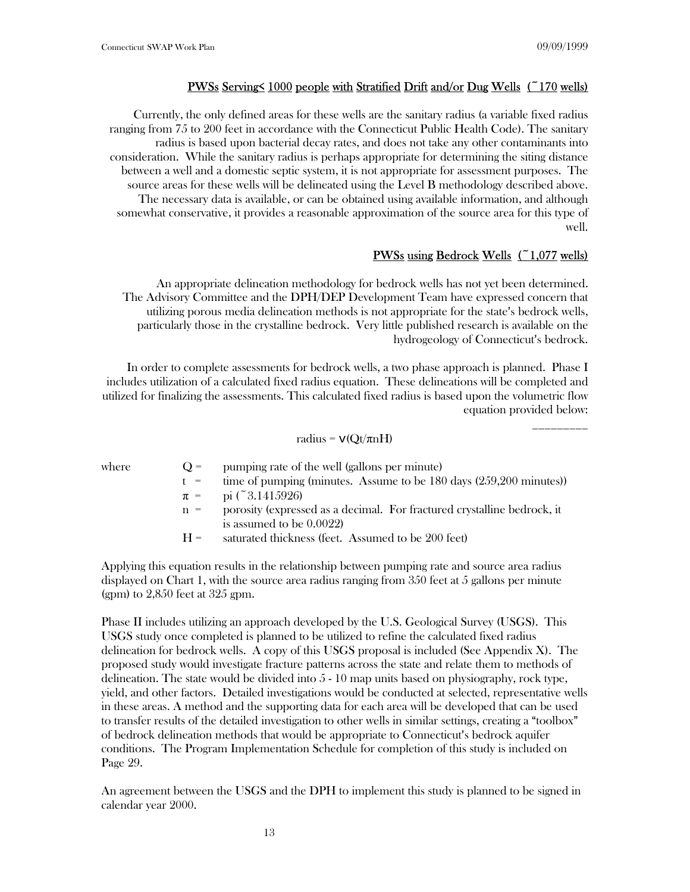## PWSs Serving< 1000 people with Stratified Drift and/or Dug Wells (~170 wells)

Currently, the only defined areas for these wells are the sanitary radius (a variable fixed radius ranging from 75 to 200 feet in accordance with the Connecticut Public Health Code). The sanitary radius is based upon bacterial decay rates, and does not take any other contaminants into consideration. While the sanitary radius is perhaps appropriate for determining the siting distance between a well and a domestic septic system, it is not appropriate for assessment purposes. The source areas for these wells will be delineated using the Level B methodology described above. The necessary data is available, or can be obtained using available information, and although somewhat conservative, it provides a reasonable approximation of the source area for this type of well.

## PWSs using Bedrock Wells (~1,077 wells)

An appropriate delineation methodology for bedrock wells has not yet been determined. The Advisory Committee and the DPH/DEP Development Team have expressed concern that utilizing porous media delineation methods is not appropriate for the state's bedrock wells, particularly those in the crystalline bedrock. Very little published research is available on the hydrogeology of Connecticut's bedrock.

In order to complete assessments for bedrock wells, a two phase approach is planned. Phase I includes utilization of a calculated fixed radius equation. These delineations will be completed and utilized for finalizing the assessments. This calculated fixed radius is based upon the volumetric flow equation provided below:

$$\text{radius} = \sqrt{Qt/\pi n H}$$

where

- $Q$ = pumping rate of the well (gallons per minute)
- $t$ = time of pumping (minutes. Assume to be 180 days (259,200 minutes))
- $\pi$ = pi (~3.1415926)
- $n$ = porosity (expressed as a decimal. For fractured crystalline bedrock, it is assumed to be 0.0022)
- $H$ = saturated thickness (feet. Assumed to be 200 feet)

Applying this equation results in the relationship between pumping rate and source area radius displayed on Chart 1, with the source area radius ranging from 350 feet at 5 gallons per minute (gpm) to 2,850 feet at 325 gpm.

Phase II includes utilizing an approach developed by the U.S. Geological Survey (USGS). This USGS study once completed is planned to be utilized to refine the calculated fixed radius delineation for bedrock wells. A copy of this USGS proposal is included (See Appendix X). The proposed study would investigate fracture patterns across the state and relate them to methods of delineation. The state would be divided into 5 - 10 map units based on physiography, rock type, yield, and other factors. Detailed investigations would be conducted at selected, representative wells in these areas. A method and the supporting data for each area will be developed that can be used to transfer results of the detailed investigation to other wells in similar settings, creating a "toolbox" of bedrock delineation methods that would be appropriate to Connecticut's bedrock aquifer conditions. The Program Implementation Schedule for completion of this study is included on Page 29.

An agreement between the USGS and the DPH to implement this study is planned to be signed in calendar year 2000.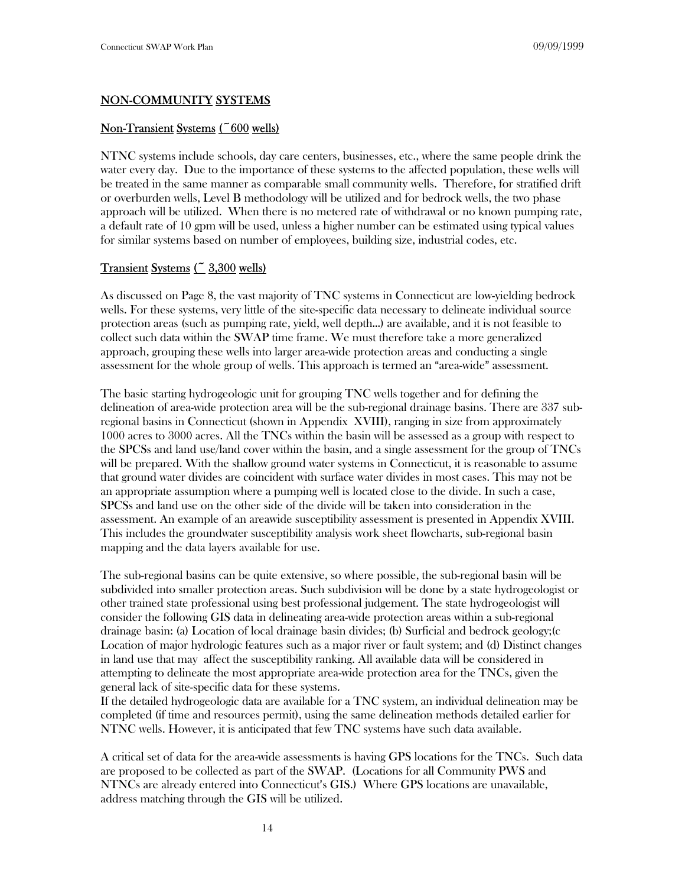## NON-COMMUNITY SYSTEMS

### Non-Transient Systems (~600 wells)

NTNC systems include schools, day care centers, businesses, etc., where the same people drink the water every day. Due to the importance of these systems to the affected population, these wells will be treated in the same manner as comparable small community wells. Therefore, for stratified drift or overburden wells, Level B methodology will be utilized and for bedrock wells, the two phase approach will be utilized. When there is no metered rate of withdrawal or no known pumping rate, a default rate of 10 gpm will be used, unless a higher number can be estimated using typical values for similar systems based on number of employees, building size, industrial codes, etc.

### Transient Systems (~ 3,300 wells)

As discussed on Page 8, the vast majority of TNC systems in Connecticut are low-yielding bedrock wells. For these systems, very little of the site-specific data necessary to delineate individual source protection areas (such as pumping rate, yield, well depth...) are available, and it is not feasible to collect such data within the SWAP time frame. We must therefore take a more generalized approach, grouping these wells into larger area-wide protection areas and conducting a single assessment for the whole group of wells. This approach is termed an "area-wide" assessment.

The basic starting hydrogeologic unit for grouping TNC wells together and for defining the delineation of area-wide protection area will be the sub-regional drainage basins. There are 337 sub-regional basins in Connecticut (shown in Appendix XVIII), ranging in size from approximately 1000 acres to 3000 acres. All the TNCs within the basin will be assessed as a group with respect to the SPCSs and land use/land cover within the basin, and a single assessment for the group of TNCs will be prepared. With the shallow ground water systems in Connecticut, it is reasonable to assume that ground water divides are coincident with surface water divides in most cases. This may not be an appropriate assumption where a pumping well is located close to the divide. In such a case, SPCSs and land use on the other side of the divide will be taken into consideration in the assessment. An example of an areawide susceptibility assessment is presented in Appendix XVIII. This includes the groundwater susceptibility analysis work sheet flowcharts, sub-regional basin mapping and the data layers available for use.

The sub-regional basins can be quite extensive, so where possible, the sub-regional basin will be subdivided into smaller protection areas. Such subdivision will be done by a state hydrogeologist or other trained state professional using best professional judgement. The state hydrogeologist will consider the following GIS data in delineating area-wide protection areas within a sub-regional drainage basin: (a) Location of local drainage basin divides; (b) Surficial and bedrock geology;(c Location of major hydrologic features such as a major river or fault system; and (d) Distinct changes in land use that may affect the susceptibility ranking. All available data will be considered in attempting to delineate the most appropriate area-wide protection area for the TNCs, given the general lack of site-specific data for these systems.

If the detailed hydrogeologic data are available for a TNC system, an individual delineation may be completed (if time and resources permit), using the same delineation methods detailed earlier for NTNC wells. However, it is anticipated that few TNC systems have such data available.

A critical set of data for the area-wide assessments is having GPS locations for the TNCs. Such data are proposed to be collected as part of the SWAP. (Locations for all Community PWS and NTNCs are already entered into Connecticut's GIS.) Where GPS locations are unavailable, address matching through the GIS will be utilized.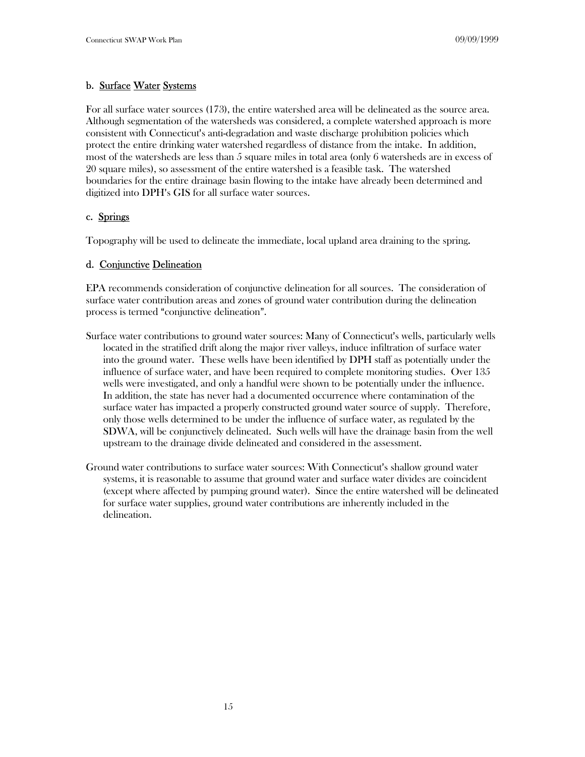#### b. Surface Water Systems

For all surface water sources (173), the entire watershed area will be delineated as the source area. Although segmentation of the watersheds was considered, a complete watershed approach is more consistent with Connecticut's anti-degradation and waste discharge prohibition policies which protect the entire drinking water watershed regardless of distance from the intake. In addition, most of the watersheds are less than 5 square miles in total area (only 6 watersheds are in excess of 20 square miles), so assessment of the entire watershed is a feasible task. The watershed boundaries for the entire drainage basin flowing to the intake have already been determined and digitized into DPH's GIS for all surface water sources.

#### c. Springs

Topography will be used to delineate the immediate, local upland area draining to the spring.

#### d. Conjunctive Delineation

EPA recommends consideration of conjunctive delineation for all sources. The consideration of surface water contribution areas and zones of ground water contribution during the delineation process is termed "conjunctive delineation".

Surface water contributions to ground water sources: Many of Connecticut's wells, particularly wells located in the stratified drift along the major river valleys, induce infiltration of surface water into the ground water. These wells have been identified by DPH staff as potentially under the influence of surface water, and have been required to complete monitoring studies. Over 135 wells were investigated, and only a handful were shown to be potentially under the influence. In addition, the state has never had a documented occurrence where contamination of the surface water has impacted a properly constructed ground water source of supply. Therefore, only those wells determined to be under the influence of surface water, as regulated by the SDWA, will be conjunctively delineated. Such wells will have the drainage basin from the well upstream to the drainage divide delineated and considered in the assessment.

Ground water contributions to surface water sources: With Connecticut's shallow ground water systems, it is reasonable to assume that ground water and surface water divides are coincident (except where affected by pumping ground water). Since the entire watershed will be delineated for surface water supplies, ground water contributions are inherently included in the delineation.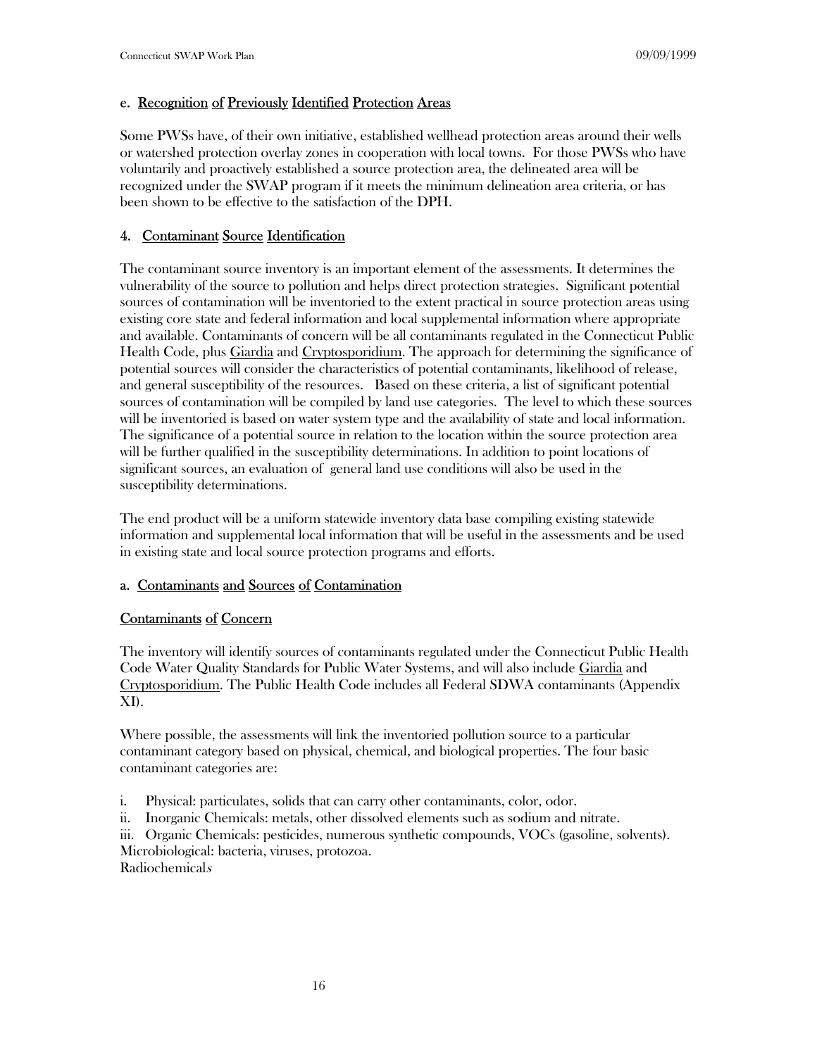### e. Recognition of Previously Identified Protection Areas

Some PWSs have, of their own initiative, established wellhead protection areas around their wells or watershed protection overlay zones in cooperation with local towns. For those PWSs who have voluntarily and proactively established a source protection area, the delineated area will be recognized under the SWAP program if it meets the minimum delineation area criteria, or has been shown to be effective to the satisfaction of the DPH.

## 4. Contaminant Source Identification

The contaminant source inventory is an important element of the assessments. It determines the vulnerability of the source to pollution and helps direct protection strategies. Significant potential sources of contamination will be inventoried to the extent practical in source protection areas using existing core state and federal information and local supplemental information where appropriate and available. Contaminants of concern will be all contaminants regulated in the Connecticut Public Health Code, plus Giardia and Cryptosporidium. The approach for determining the significance of potential sources will consider the characteristics of potential contaminants, likelihood of release, and general susceptibility of the resources. Based on these criteria, a list of significant potential sources of contamination will be compiled by land use categories. The level to which these sources will be inventoried is based on water system type and the availability of state and local information. The significance of a potential source in relation to the location within the source protection area will be further qualified in the susceptibility determinations. In addition to point locations of significant sources, an evaluation of general land use conditions will also be used in the susceptibility determinations.

The end product will be a uniform statewide inventory data base compiling existing statewide information and supplemental local information that will be useful in the assessments and be used in existing state and local source protection programs and efforts.

### a. Contaminants and Sources of Contamination

#### Contaminants of Concern

The inventory will identify sources of contaminants regulated under the Connecticut Public Health Code Water Quality Standards for Public Water Systems, and will also include Giardia and Cryptosporidium. The Public Health Code includes all Federal SDWA contaminants (Appendix XI).

Where possible, the assessments will link the inventoried pollution source to a particular contaminant category based on physical, chemical, and biological properties. The four basic contaminant categories are:

i. Physical: particulates, solids that can carry other contaminants, color, odor.
ii. Inorganic Chemicals: metals, other dissolved elements such as sodium and nitrate.
iii. Organic Chemicals: pesticides, numerous synthetic compounds, VOCs (gasoline, solvents).
Microbiological: bacteria, viruses, protozoa.
Radiochemical*s*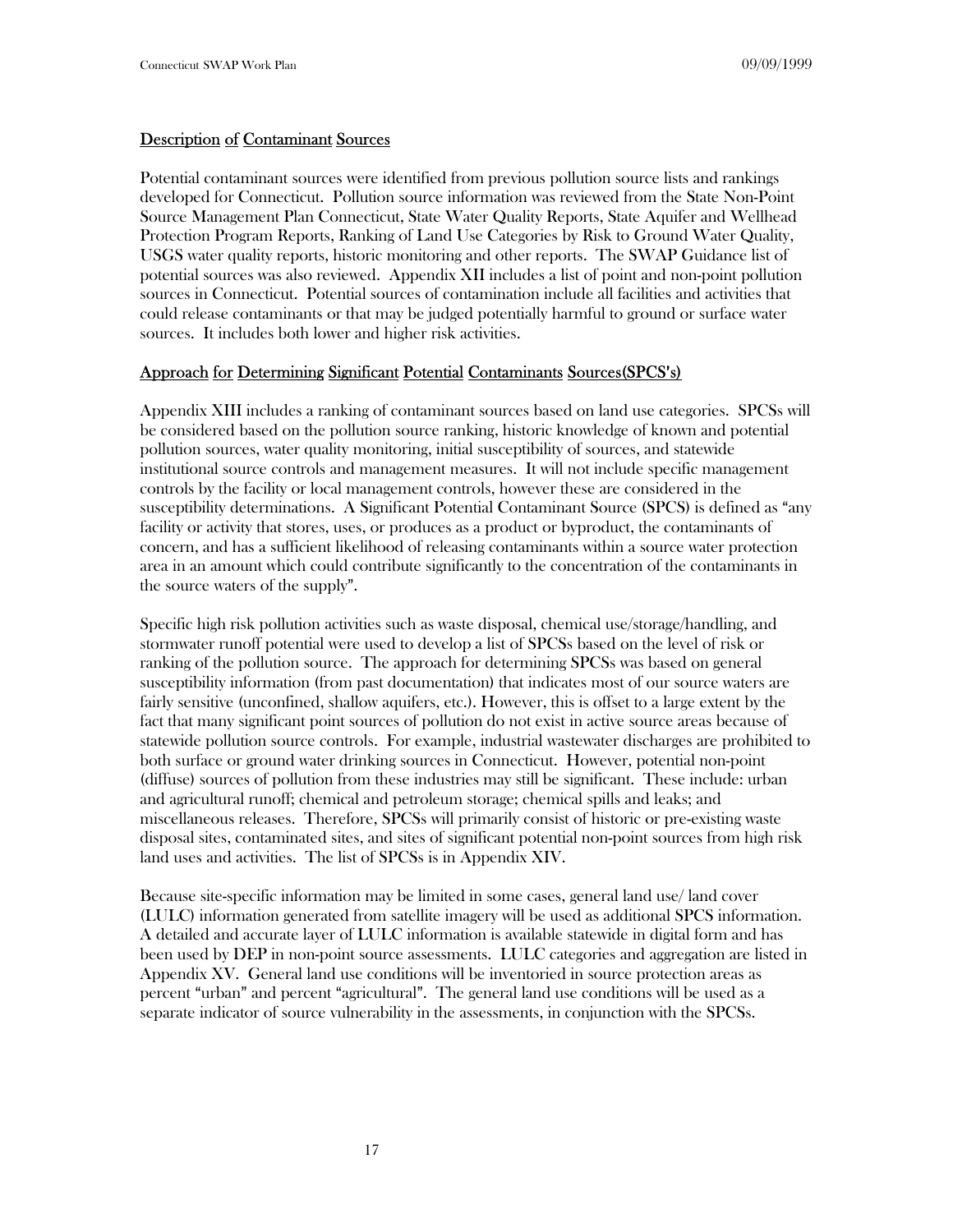## Description of Contaminant Sources

Potential contaminant sources were identified from previous pollution source lists and rankings developed for Connecticut. Pollution source information was reviewed from the State Non-Point Source Management Plan Connecticut, State Water Quality Reports, State Aquifer and Wellhead Protection Program Reports, Ranking of Land Use Categories by Risk to Ground Water Quality, USGS water quality reports, historic monitoring and other reports. The SWAP Guidance list of potential sources was also reviewed. Appendix XII includes a list of point and non-point pollution sources in Connecticut. Potential sources of contamination include all facilities and activities that could release contaminants or that may be judged potentially harmful to ground or surface water sources. It includes both lower and higher risk activities.

## Approach for Determining Significant Potential Contaminants Sources(SPCS's)

Appendix XIII includes a ranking of contaminant sources based on land use categories. SPCSs will be considered based on the pollution source ranking, historic knowledge of known and potential pollution sources, water quality monitoring, initial susceptibility of sources, and statewide institutional source controls and management measures. It will not include specific management controls by the facility or local management controls, however these are considered in the susceptibility determinations. A Significant Potential Contaminant Source (SPCS) is defined as "any facility or activity that stores, uses, or produces as a product or byproduct, the contaminants of concern, and has a sufficient likelihood of releasing contaminants within a source water protection area in an amount which could contribute significantly to the concentration of the contaminants in the source waters of the supply".

Specific high risk pollution activities such as waste disposal, chemical use/storage/handling, and stormwater runoff potential were used to develop a list of SPCSs based on the level of risk or ranking of the pollution source. The approach for determining SPCSs was based on general susceptibility information (from past documentation) that indicates most of our source waters are fairly sensitive (unconfined, shallow aquifers, etc.). However, this is offset to a large extent by the fact that many significant point sources of pollution do not exist in active source areas because of statewide pollution source controls. For example, industrial wastewater discharges are prohibited to both surface or ground water drinking sources in Connecticut. However, potential non-point (diffuse) sources of pollution from these industries may still be significant. These include: urban and agricultural runoff; chemical and petroleum storage; chemical spills and leaks; and miscellaneous releases. Therefore, SPCSs will primarily consist of historic or pre-existing waste disposal sites, contaminated sites, and sites of significant potential non-point sources from high risk land uses and activities. The list of SPCSs is in Appendix XIV.

Because site-specific information may be limited in some cases, general land use/ land cover (LULC) information generated from satellite imagery will be used as additional SPCS information. A detailed and accurate layer of LULC information is available statewide in digital form and has been used by DEP in non-point source assessments. LULC categories and aggregation are listed in Appendix XV. General land use conditions will be inventoried in source protection areas as percent "urban" and percent "agricultural". The general land use conditions will be used as a separate indicator of source vulnerability in the assessments, in conjunction with the SPCSs.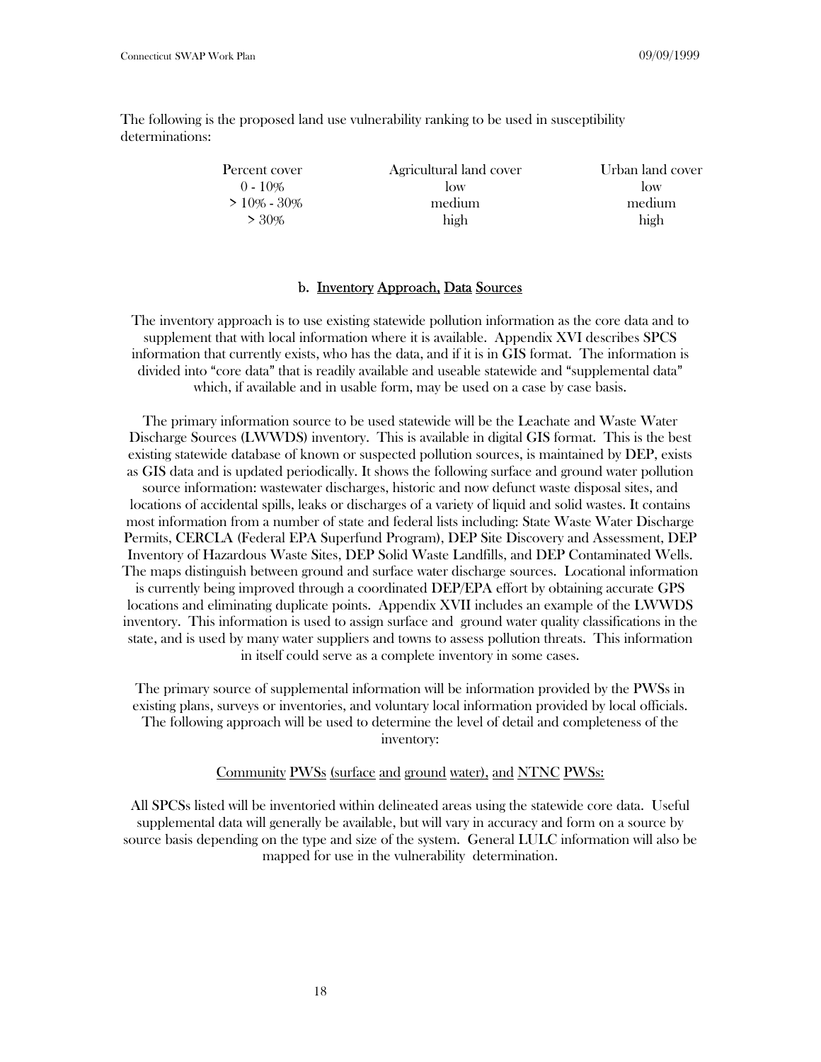The following is the proposed land use vulnerability ranking to be used in susceptibility determinations:

| Percent cover | Agricultural land cover | Urban land cover |
|---|---|---|
| 0 - 10% | low | low |
| > 10% - 30% | medium | medium |
| > 30% | high | high |

### b. Inventory Approach, Data Sources

The inventory approach is to use existing statewide pollution information as the core data and to supplement that with local information where it is available. Appendix XVI describes SPCS information that currently exists, who has the data, and if it is in GIS format. The information is divided into "core data" that is readily available and useable statewide and "supplemental data" which, if available and in usable form, may be used on a case by case basis.

The primary information source to be used statewide will be the Leachate and Waste Water Discharge Sources (LWWDS) inventory. This is available in digital GIS format. This is the best existing statewide database of known or suspected pollution sources, is maintained by DEP, exists as GIS data and is updated periodically. It shows the following surface and ground water pollution source information: wastewater discharges, historic and now defunct waste disposal sites, and locations of accidental spills, leaks or discharges of a variety of liquid and solid wastes. It contains most information from a number of state and federal lists including: State Waste Water Discharge Permits, CERCLA (Federal EPA Superfund Program), DEP Site Discovery and Assessment, DEP Inventory of Hazardous Waste Sites, DEP Solid Waste Landfills, and DEP Contaminated Wells. The maps distinguish between ground and surface water discharge sources. Locational information is currently being improved through a coordinated DEP/EPA effort by obtaining accurate GPS locations and eliminating duplicate points. Appendix XVII includes an example of the LWWDS inventory. This information is used to assign surface and ground water quality classifications in the state, and is used by many water suppliers and towns to assess pollution threats. This information in itself could serve as a complete inventory in some cases.

The primary source of supplemental information will be information provided by the PWSs in existing plans, surveys or inventories, and voluntary local information provided by local officials. The following approach will be used to determine the level of detail and completeness of the inventory:

<u>Community PWSs (surface and ground water), and NTNC PWSs:</u>

All SPCSs listed will be inventoried within delineated areas using the statewide core data. Useful supplemental data will generally be available, but will vary in accuracy and form on a source by source basis depending on the type and size of the system. General LULC information will also be mapped for use in the vulnerability determination.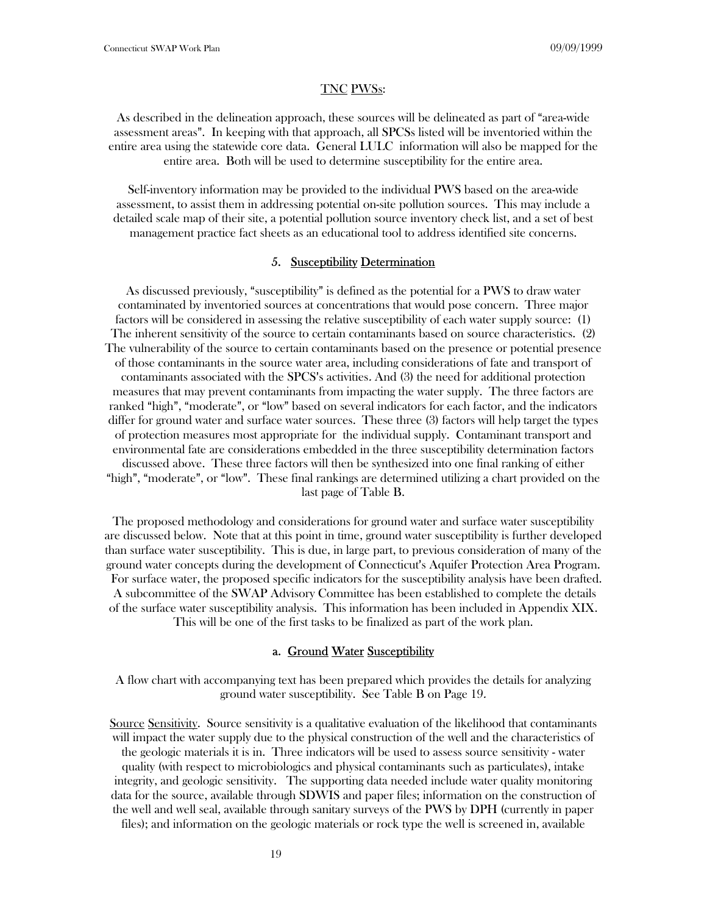### TNC PWSs:

As described in the delineation approach, these sources will be delineated as part of "area-wide assessment areas". In keeping with that approach, all SPCSs listed will be inventoried within the entire area using the statewide core data. General LULC information will also be mapped for the entire area. Both will be used to determine susceptibility for the entire area.

Self-inventory information may be provided to the individual PWS based on the area-wide assessment, to assist them in addressing potential on-site pollution sources. This may include a detailed scale map of their site, a potential pollution source inventory check list, and a set of best management practice fact sheets as an educational tool to address identified site concerns.

## 5. Susceptibility Determination

As discussed previously, "susceptibility" is defined as the potential for a PWS to draw water contaminated by inventoried sources at concentrations that would pose concern. Three major factors will be considered in assessing the relative susceptibility of each water supply source: (1) The inherent sensitivity of the source to certain contaminants based on source characteristics. (2) The vulnerability of the source to certain contaminants based on the presence or potential presence of those contaminants in the source water area, including considerations of fate and transport of contaminants associated with the SPCS's activities. And (3) the need for additional protection measures that may prevent contaminants from impacting the water supply. The three factors are ranked "high", "moderate", or "low" based on several indicators for each factor, and the indicators differ for ground water and surface water sources. These three (3) factors will help target the types of protection measures most appropriate for the individual supply. Contaminant transport and environmental fate are considerations embedded in the three susceptibility determination factors discussed above. These three factors will then be synthesized into one final ranking of either "high", "moderate", or "low". These final rankings are determined utilizing a chart provided on the last page of Table B.

The proposed methodology and considerations for ground water and surface water susceptibility are discussed below. Note that at this point in time, ground water susceptibility is further developed than surface water susceptibility. This is due, in large part, to previous consideration of many of the ground water concepts during the development of Connecticut's Aquifer Protection Area Program. For surface water, the proposed specific indicators for the susceptibility analysis have been drafted. A subcommittee of the SWAP Advisory Committee has been established to complete the details of the surface water susceptibility analysis. This information has been included in Appendix XIX. This will be one of the first tasks to be finalized as part of the work plan.

### a. Ground Water Susceptibility

A flow chart with accompanying text has been prepared which provides the details for analyzing ground water susceptibility. See Table B on Page 19.

Source Sensitivity. Source sensitivity is a qualitative evaluation of the likelihood that contaminants will impact the water supply due to the physical construction of the well and the characteristics of the geologic materials it is in. Three indicators will be used to assess source sensitivity - water quality (with respect to microbiologics and physical contaminants such as particulates), intake integrity, and geologic sensitivity. The supporting data needed include water quality monitoring data for the source, available through SDWIS and paper files; information on the construction of the well and well seal, available through sanitary surveys of the PWS by DPH (currently in paper files); and information on the geologic materials or rock type the well is screened in, available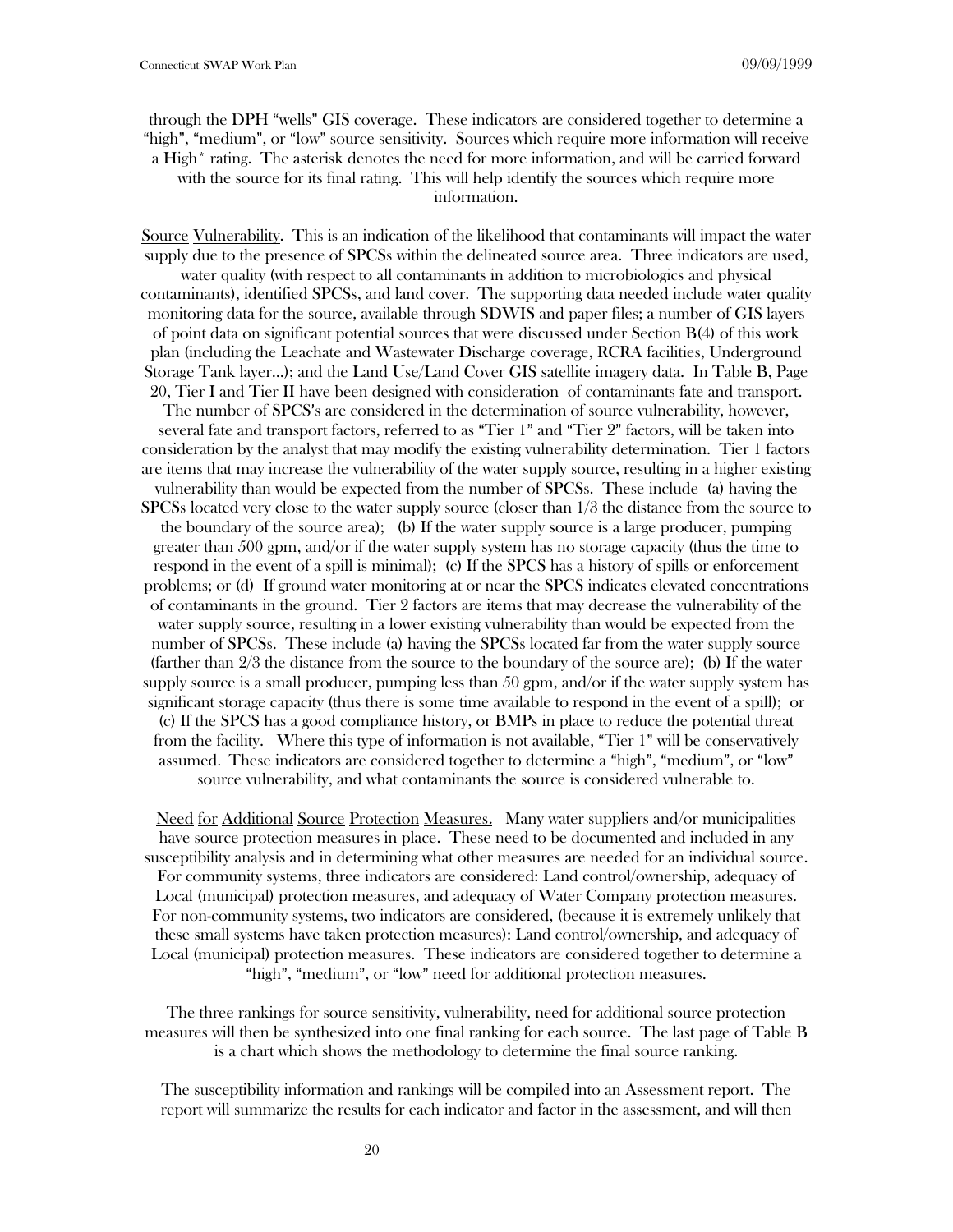through the DPH "wells" GIS coverage. These indicators are considered together to determine a "high", "medium", or "low" source sensitivity. Sources which require more information will receive a High* rating. The asterisk denotes the need for more information, and will be carried forward with the source for its final rating. This will help identify the sources which require more information.

Source Vulnerability. This is an indication of the likelihood that contaminants will impact the water supply due to the presence of SPCSs within the delineated source area. Three indicators are used, water quality (with respect to all contaminants in addition to microbiologics and physical contaminants), identified SPCSs, and land cover. The supporting data needed include water quality monitoring data for the source, available through SDWIS and paper files; a number of GIS layers of point data on significant potential sources that were discussed under Section B(4) of this work plan (including the Leachate and Wastewater Discharge coverage, RCRA facilities, Underground Storage Tank layer...); and the Land Use/Land Cover GIS satellite imagery data. In Table B, Page 20, Tier I and Tier II have been designed with consideration of contaminants fate and transport. The number of SPCS's are considered in the determination of source vulnerability, however, several fate and transport factors, referred to as "Tier 1" and "Tier 2" factors, will be taken into consideration by the analyst that may modify the existing vulnerability determination. Tier 1 factors are items that may increase the vulnerability of the water supply source, resulting in a higher existing vulnerability than would be expected from the number of SPCSs. These include (a) having the SPCSs located very close to the water supply source (closer than 1/3 the distance from the source to the boundary of the source area); (b) If the water supply source is a large producer, pumping greater than 500 gpm, and/or if the water supply system has no storage capacity (thus the time to respond in the event of a spill is minimal); (c) If the SPCS has a history of spills or enforcement problems; or (d) If ground water monitoring at or near the SPCS indicates elevated concentrations of contaminants in the ground. Tier 2 factors are items that may decrease the vulnerability of the water supply source, resulting in a lower existing vulnerability than would be expected from the number of SPCSs. These include (a) having the SPCSs located far from the water supply source (farther than 2/3 the distance from the source to the boundary of the source are); (b) If the water supply source is a small producer, pumping less than 50 gpm, and/or if the water supply system has significant storage capacity (thus there is some time available to respond in the event of a spill); or (c) If the SPCS has a good compliance history, or BMPs in place to reduce the potential threat from the facility. Where this type of information is not available, "Tier 1" will be conservatively assumed. These indicators are considered together to determine a "high", "medium", or "low" source vulnerability, and what contaminants the source is considered vulnerable to.

Need for Additional Source Protection Measures. Many water suppliers and/or municipalities have source protection measures in place. These need to be documented and included in any susceptibility analysis and in determining what other measures are needed for an individual source. For community systems, three indicators are considered: Land control/ownership, adequacy of Local (municipal) protection measures, and adequacy of Water Company protection measures. For non-community systems, two indicators are considered, (because it is extremely unlikely that these small systems have taken protection measures): Land control/ownership, and adequacy of Local (municipal) protection measures. These indicators are considered together to determine a "high", "medium", or "low" need for additional protection measures.

The three rankings for source sensitivity, vulnerability, need for additional source protection measures will then be synthesized into one final ranking for each source. The last page of Table B is a chart which shows the methodology to determine the final source ranking.

The susceptibility information and rankings will be compiled into an Assessment report. The report will summarize the results for each indicator and factor in the assessment, and will then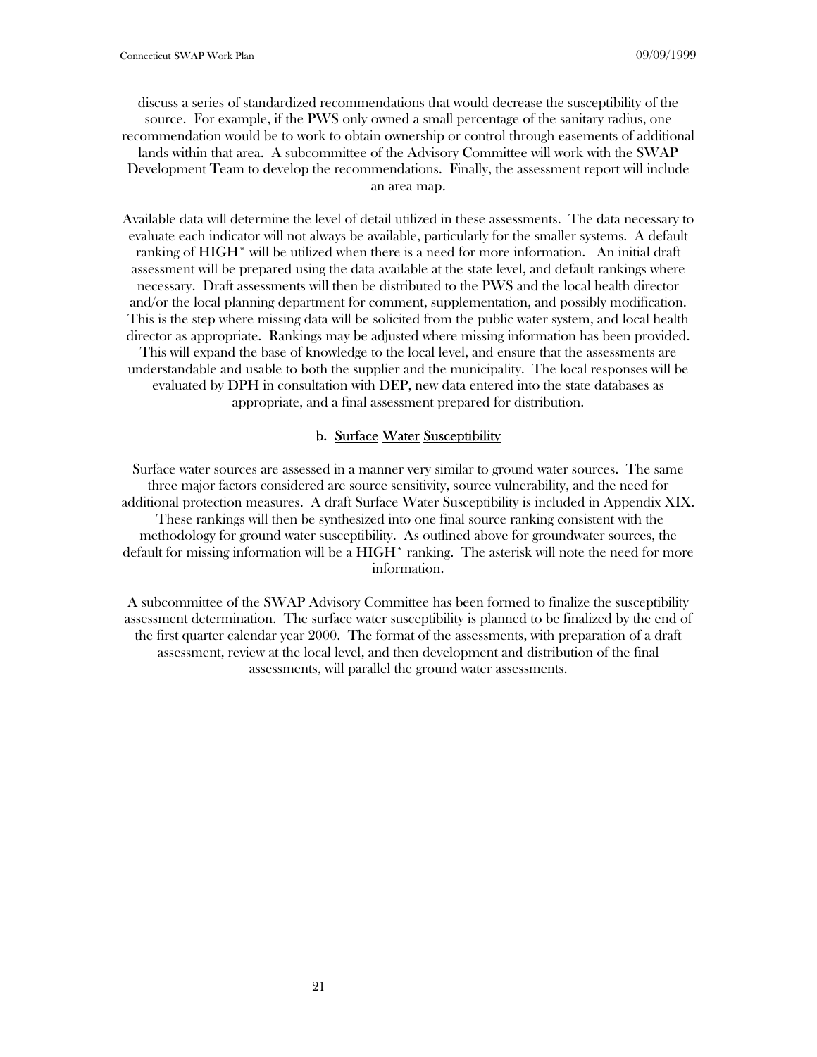discuss a series of standardized recommendations that would decrease the susceptibility of the source. For example, if the PWS only owned a small percentage of the sanitary radius, one recommendation would be to work to obtain ownership or control through easements of additional lands within that area. A subcommittee of the Advisory Committee will work with the SWAP Development Team to develop the recommendations. Finally, the assessment report will include an area map.

Available data will determine the level of detail utilized in these assessments. The data necessary to evaluate each indicator will not always be available, particularly for the smaller systems. A default ranking of HIGH* will be utilized when there is a need for more information. An initial draft assessment will be prepared using the data available at the state level, and default rankings where necessary. Draft assessments will then be distributed to the PWS and the local health director and/or the local planning department for comment, supplementation, and possibly modification. This is the step where missing data will be solicited from the public water system, and local health director as appropriate. Rankings may be adjusted where missing information has been provided. This will expand the base of knowledge to the local level, and ensure that the assessments are understandable and usable to both the supplier and the municipality. The local responses will be evaluated by DPH in consultation with DEP, new data entered into the state databases as appropriate, and a final assessment prepared for distribution.

### b. Surface Water Susceptibility

Surface water sources are assessed in a manner very similar to ground water sources. The same three major factors considered are source sensitivity, source vulnerability, and the need for additional protection measures. A draft Surface Water Susceptibility is included in Appendix XIX. These rankings will then be synthesized into one final source ranking consistent with the methodology for ground water susceptibility. As outlined above for groundwater sources, the default for missing information will be a HIGH* ranking. The asterisk will note the need for more information.

A subcommittee of the SWAP Advisory Committee has been formed to finalize the susceptibility assessment determination. The surface water susceptibility is planned to be finalized by the end of the first quarter calendar year 2000. The format of the assessments, with preparation of a draft assessment, review at the local level, and then development and distribution of the final assessments, will parallel the ground water assessments.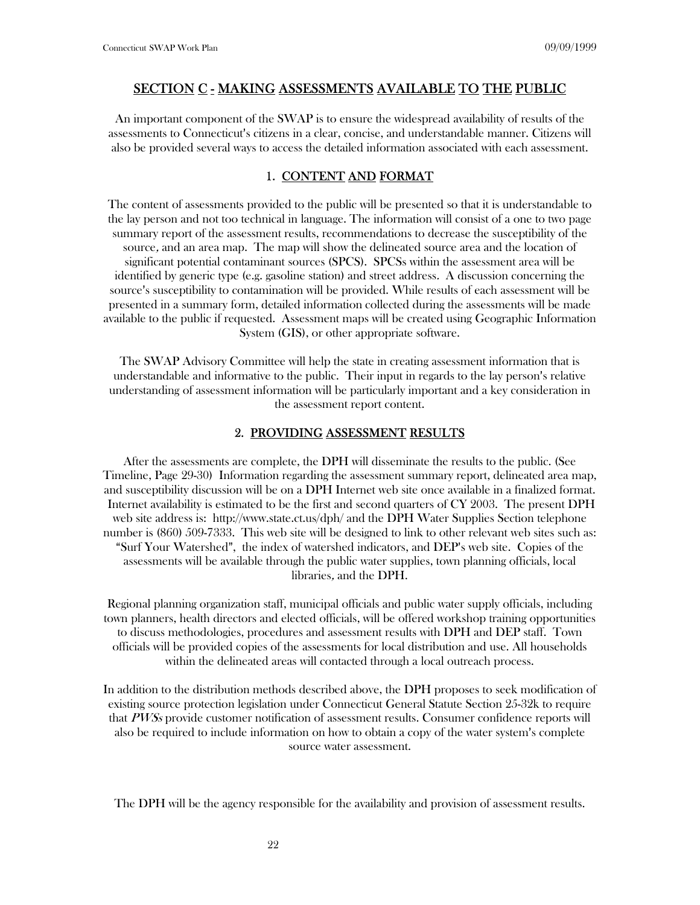## SECTION C - MAKING ASSESSMENTS AVAILABLE TO THE PUBLIC

An important component of the SWAP is to ensure the widespread availability of results of the assessments to Connecticut's citizens in a clear, concise, and understandable manner. Citizens will also be provided several ways to access the detailed information associated with each assessment.

### 1. CONTENT AND FORMAT

The content of assessments provided to the public will be presented so that it is understandable to the lay person and not too technical in language. The information will consist of a one to two page summary report of the assessment results, recommendations to decrease the susceptibility of the source, and an area map. The map will show the delineated source area and the location of significant potential contaminant sources (SPCS). SPCSs within the assessment area will be identified by generic type (e.g. gasoline station) and street address. A discussion concerning the source's susceptibility to contamination will be provided. While results of each assessment will be presented in a summary form, detailed information collected during the assessments will be made available to the public if requested. Assessment maps will be created using Geographic Information System (GIS), or other appropriate software.

The SWAP Advisory Committee will help the state in creating assessment information that is understandable and informative to the public. Their input in regards to the lay person's relative understanding of assessment information will be particularly important and a key consideration in the assessment report content.

### 2. PROVIDING ASSESSMENT RESULTS

After the assessments are complete, the DPH will disseminate the results to the public. (See Timeline, Page 29-30) Information regarding the assessment summary report, delineated area map, and susceptibility discussion will be on a DPH Internet web site once available in a finalized format. Internet availability is estimated to be the first and second quarters of CY 2003. The present DPH web site address is: http://www.state.ct.us/dph/ and the DPH Water Supplies Section telephone number is (860) 509-7333. This web site will be designed to link to other relevant web sites such as: "Surf Your Watershed", the index of watershed indicators, and DEP's web site. Copies of the assessments will be available through the public water supplies, town planning officials, local libraries, and the DPH.

Regional planning organization staff, municipal officials and public water supply officials, including town planners, health directors and elected officials, will be offered workshop training opportunities to discuss methodologies, procedures and assessment results with DPH and DEP staff. Town officials will be provided copies of the assessments for local distribution and use. All households within the delineated areas will contacted through a local outreach process.

In addition to the distribution methods described above, the DPH proposes to seek modification of existing source protection legislation under Connecticut General Statute Section 25-32k to require that *PWSs* provide customer notification of assessment results. Consumer confidence reports will also be required to include information on how to obtain a copy of the water system's complete source water assessment.

The DPH will be the agency responsible for the availability and provision of assessment results.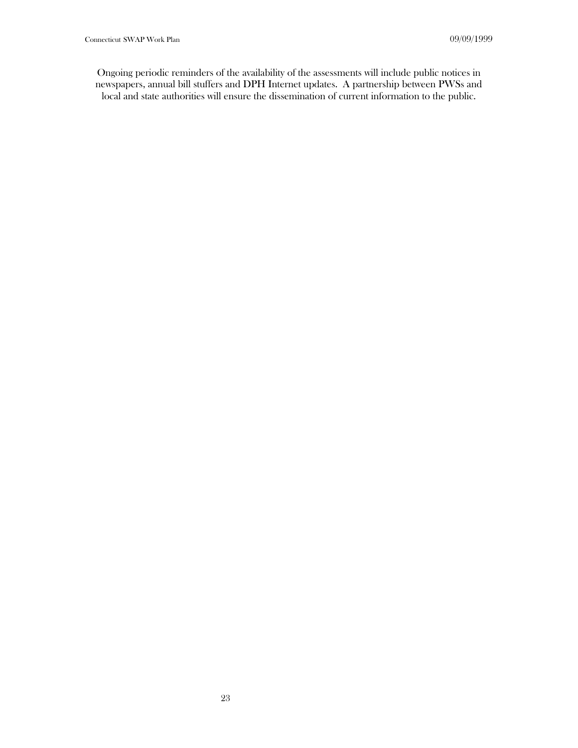Ongoing periodic reminders of the availability of the assessments will include public notices in newspapers, annual bill stuffers and DPH Internet updates. A partnership between PWSs and local and state authorities will ensure the dissemination of current information to the public.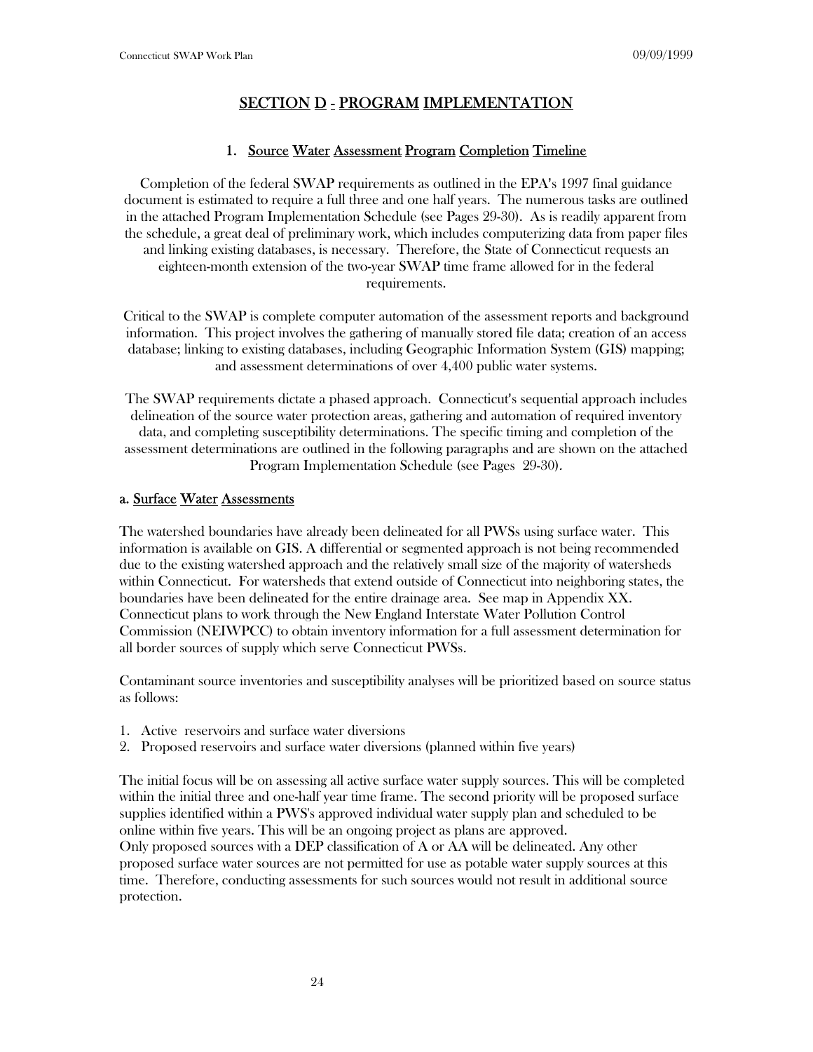# SECTION D - PROGRAM IMPLEMENTATION

## 1. Source Water Assessment Program Completion Timeline

Completion of the federal SWAP requirements as outlined in the EPA's 1997 final guidance document is estimated to require a full three and one half years. The numerous tasks are outlined in the attached Program Implementation Schedule (see Pages 29-30). As is readily apparent from the schedule, a great deal of preliminary work, which includes computerizing data from paper files and linking existing databases, is necessary. Therefore, the State of Connecticut requests an eighteen-month extension of the two-year SWAP time frame allowed for in the federal requirements.

Critical to the SWAP is complete computer automation of the assessment reports and background information. This project involves the gathering of manually stored file data; creation of an access database; linking to existing databases, including Geographic Information System (GIS) mapping; and assessment determinations of over 4,400 public water systems.

The SWAP requirements dictate a phased approach. Connecticut's sequential approach includes delineation of the source water protection areas, gathering and automation of required inventory data, and completing susceptibility determinations. The specific timing and completion of the assessment determinations are outlined in the following paragraphs and are shown on the attached Program Implementation Schedule (see Pages 29-30).

### a. Surface Water Assessments

The watershed boundaries have already been delineated for all PWSs using surface water. This information is available on GIS. A differential or segmented approach is not being recommended due to the existing watershed approach and the relatively small size of the majority of watersheds within Connecticut. For watersheds that extend outside of Connecticut into neighboring states, the boundaries have been delineated for the entire drainage area. See map in Appendix XX. Connecticut plans to work through the New England Interstate Water Pollution Control Commission (NEIWPCC) to obtain inventory information for a full assessment determination for all border sources of supply which serve Connecticut PWSs.

Contaminant source inventories and susceptibility analyses will be prioritized based on source status as follows:

1. Active reservoirs and surface water diversions
2. Proposed reservoirs and surface water diversions (planned within five years)

The initial focus will be on assessing all active surface water supply sources. This will be completed within the initial three and one-half year time frame. The second priority will be proposed surface supplies identified within a PWS's approved individual water supply plan and scheduled to be online within five years. This will be an ongoing project as plans are approved.
Only proposed sources with a DEP classification of A or AA will be delineated. Any other proposed surface water sources are not permitted for use as potable water supply sources at this time. Therefore, conducting assessments for such sources would not result in additional source protection.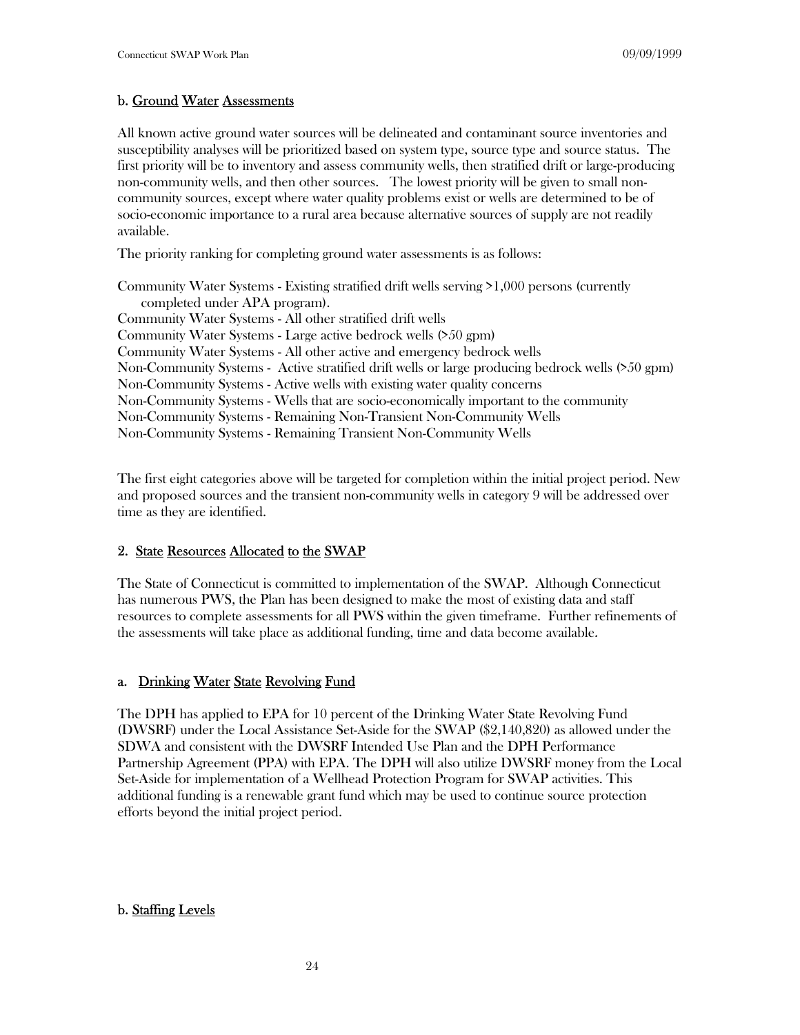### b. Ground Water Assessments

All known active ground water sources will be delineated and contaminant source inventories and susceptibility analyses will be prioritized based on system type, source type and source status. The first priority will be to inventory and assess community wells, then stratified drift or large-producing non-community wells, and then other sources. The lowest priority will be given to small non-community sources, except where water quality problems exist or wells are determined to be of socio-economic importance to a rural area because alternative sources of supply are not readily available.

The priority ranking for completing ground water assessments is as follows:

Community Water Systems - Existing stratified drift wells serving >1,000 persons (currently completed under APA program).
Community Water Systems - All other stratified drift wells
Community Water Systems - Large active bedrock wells (>50 gpm)
Community Water Systems - All other active and emergency bedrock wells
Non-Community Systems - Active stratified drift wells or large producing bedrock wells (>50 gpm)
Non-Community Systems - Active wells with existing water quality concerns
Non-Community Systems - Wells that are socio-economically important to the community
Non-Community Systems - Remaining Non-Transient Non-Community Wells
Non-Community Systems - Remaining Transient Non-Community Wells

The first eight categories above will be targeted for completion within the initial project period. New and proposed sources and the transient non-community wells in category 9 will be addressed over time as they are identified.

## 2. State Resources Allocated to the SWAP

The State of Connecticut is committed to implementation of the SWAP. Although Connecticut has numerous PWS, the Plan has been designed to make the most of existing data and staff resources to complete assessments for all PWS within the given timeframe. Further refinements of the assessments will take place as additional funding, time and data become available.

### a. Drinking Water State Revolving Fund

The DPH has applied to EPA for 10 percent of the Drinking Water State Revolving Fund (DWSRF) under the Local Assistance Set-Aside for the SWAP ($2,140,820) as allowed under the SDWA and consistent with the DWSRF Intended Use Plan and the DPH Performance Partnership Agreement (PPA) with EPA. The DPH will also utilize DWSRF money from the Local Set-Aside for implementation of a Wellhead Protection Program for SWAP activities. This additional funding is a renewable grant fund which may be used to continue source protection efforts beyond the initial project period.

### b. Staffing Levels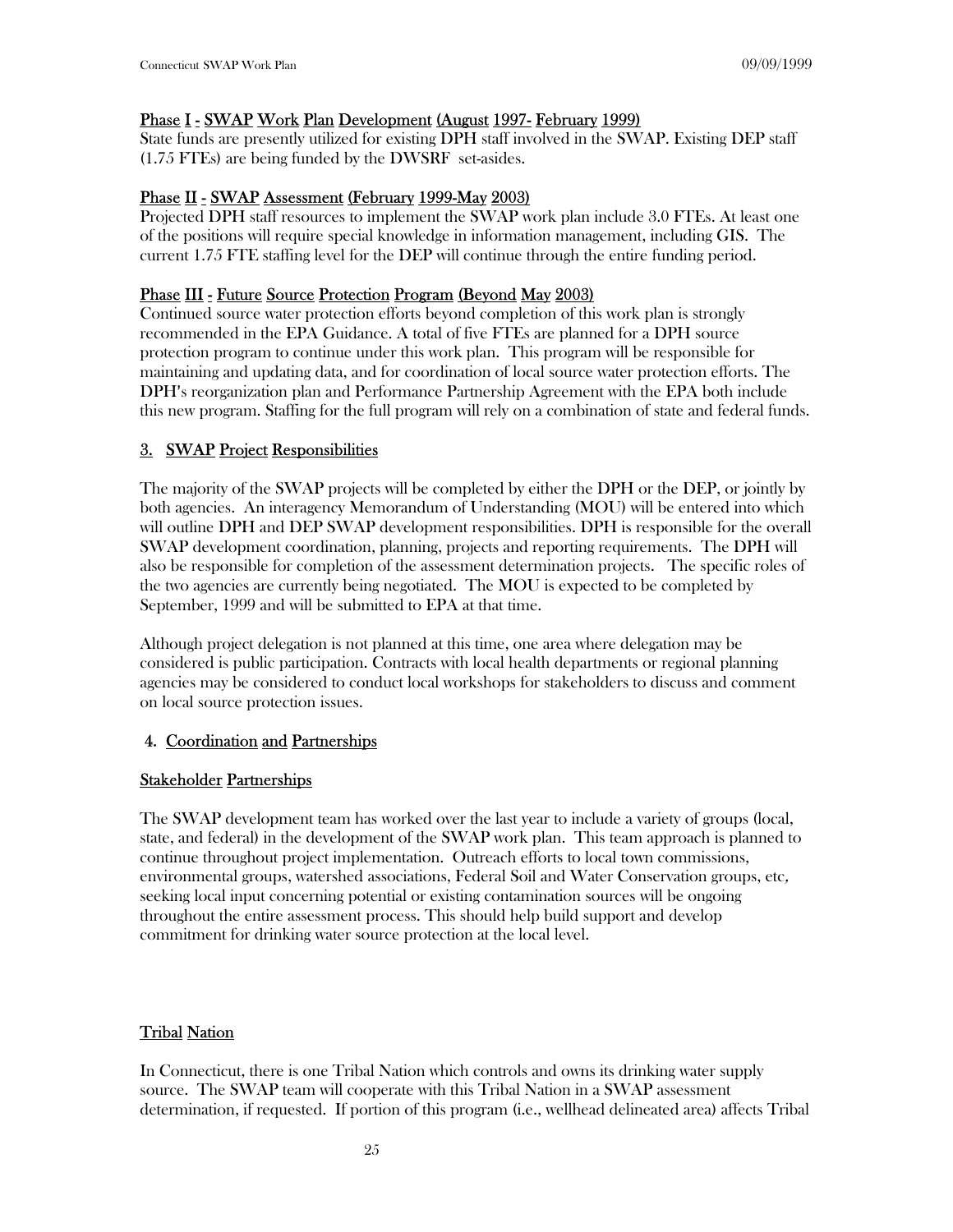### Phase I - SWAP Work Plan Development (August 1997- February 1999)

State funds are presently utilized for existing DPH staff involved in the SWAP. Existing DEP staff (1.75 FTEs) are being funded by the DWSRF set-asides.

### Phase II - SWAP Assessment (February 1999-May 2003)

Projected DPH staff resources to implement the SWAP work plan include 3.0 FTEs. At least one of the positions will require special knowledge in information management, including GIS. The current 1.75 FTE staffing level for the DEP will continue through the entire funding period.

### Phase III - Future Source Protection Program (Beyond May 2003)

Continued source water protection efforts beyond completion of this work plan is strongly recommended in the EPA Guidance. A total of five FTEs are planned for a DPH source protection program to continue under this work plan. This program will be responsible for maintaining and updating data, and for coordination of local source water protection efforts. The DPH's reorganization plan and Performance Partnership Agreement with the EPA both include this new program. Staffing for the full program will rely on a combination of state and federal funds.

## 3. SWAP Project Responsibilities

The majority of the SWAP projects will be completed by either the DPH or the DEP, or jointly by both agencies. An interagency Memorandum of Understanding (MOU) will be entered into which will outline DPH and DEP SWAP development responsibilities. DPH is responsible for the overall SWAP development coordination, planning, projects and reporting requirements. The DPH will also be responsible for completion of the assessment determination projects. The specific roles of the two agencies are currently being negotiated. The MOU is expected to be completed by September, 1999 and will be submitted to EPA at that time.

Although project delegation is not planned at this time, one area where delegation may be considered is public participation. Contracts with local health departments or regional planning agencies may be considered to conduct local workshops for stakeholders to discuss and comment on local source protection issues.

## 4. Coordination and Partnerships

### Stakeholder Partnerships

The SWAP development team has worked over the last year to include a variety of groups (local, state, and federal) in the development of the SWAP work plan. This team approach is planned to continue throughout project implementation. Outreach efforts to local town commissions, environmental groups, watershed associations, Federal Soil and Water Conservation groups, etc, seeking local input concerning potential or existing contamination sources will be ongoing throughout the entire assessment process. This should help build support and develop commitment for drinking water source protection at the local level.

### Tribal Nation

In Connecticut, there is one Tribal Nation which controls and owns its drinking water supply source. The SWAP team will cooperate with this Tribal Nation in a SWAP assessment determination, if requested. If portion of this program (i.e., wellhead delineated area) affects Tribal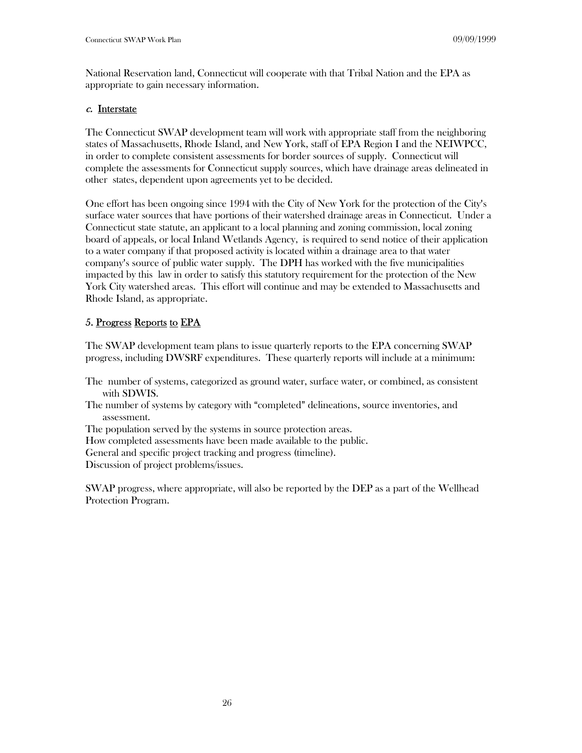National Reservation land, Connecticut will cooperate with that Tribal Nation and the EPA as appropriate to gain necessary information.

### *c.* Interstate

The Connecticut SWAP development team will work with appropriate staff from the neighboring states of Massachusetts, Rhode Island, and New York, staff of EPA Region I and the NEIWPCC, in order to complete consistent assessments for border sources of supply. Connecticut will complete the assessments for Connecticut supply sources, which have drainage areas delineated in other states, dependent upon agreements yet to be decided.

One effort has been ongoing since 1994 with the City of New York for the protection of the City's surface water sources that have portions of their watershed drainage areas in Connecticut. Under a Connecticut state statute, an applicant to a local planning and zoning commission, local zoning board of appeals, or local Inland Wetlands Agency, is required to send notice of their application to a water company if that proposed activity is located within a drainage area to that water company's source of public water supply. The DPH has worked with the five municipalities impacted by this law in order to satisfy this statutory requirement for the protection of the New York City watershed areas. This effort will continue and may be extended to Massachusetts and Rhode Island, as appropriate.

## 5. Progress Reports to EPA

The SWAP development team plans to issue quarterly reports to the EPA concerning SWAP progress, including DWSRF expenditures. These quarterly reports will include at a minimum:

- The number of systems, categorized as ground water, surface water, or combined, as consistent with SDWIS.
- The number of systems by category with "completed" delineations, source inventories, and assessment.
- The population served by the systems in source protection areas.
- How completed assessments have been made available to the public.
- General and specific project tracking and progress (timeline).
- Discussion of project problems/issues.

SWAP progress, where appropriate, will also be reported by the DEP as a part of the Wellhead Protection Program.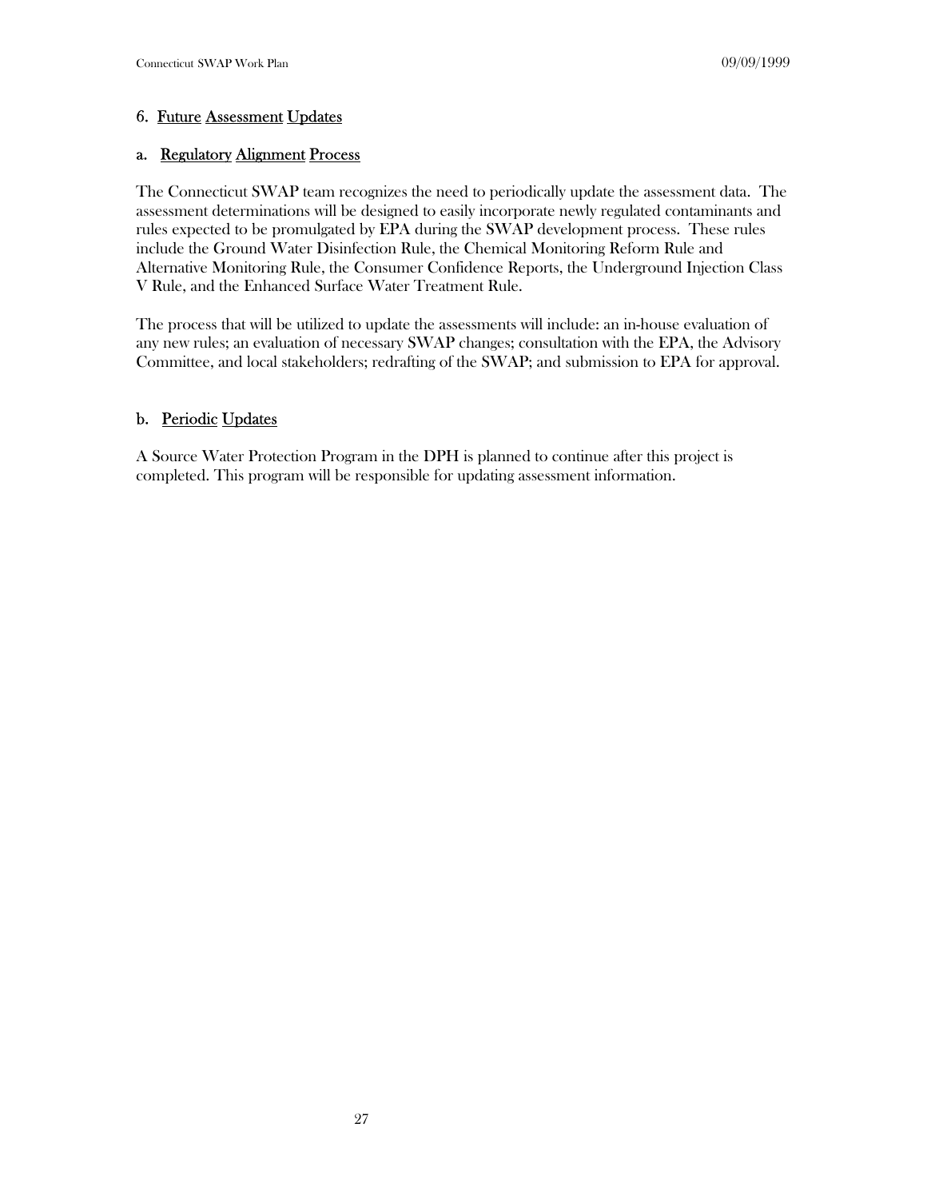## 6. Future Assessment Updates

### a. Regulatory Alignment Process

The Connecticut SWAP team recognizes the need to periodically update the assessment data. The assessment determinations will be designed to easily incorporate newly regulated contaminants and rules expected to be promulgated by EPA during the SWAP development process. These rules include the Ground Water Disinfection Rule, the Chemical Monitoring Reform Rule and Alternative Monitoring Rule, the Consumer Confidence Reports, the Underground Injection Class V Rule, and the Enhanced Surface Water Treatment Rule.

The process that will be utilized to update the assessments will include: an in-house evaluation of any new rules; an evaluation of necessary SWAP changes; consultation with the EPA, the Advisory Committee, and local stakeholders; redrafting of the SWAP; and submission to EPA for approval.

### b. Periodic Updates

A Source Water Protection Program in the DPH is planned to continue after this project is completed. This program will be responsible for updating assessment information.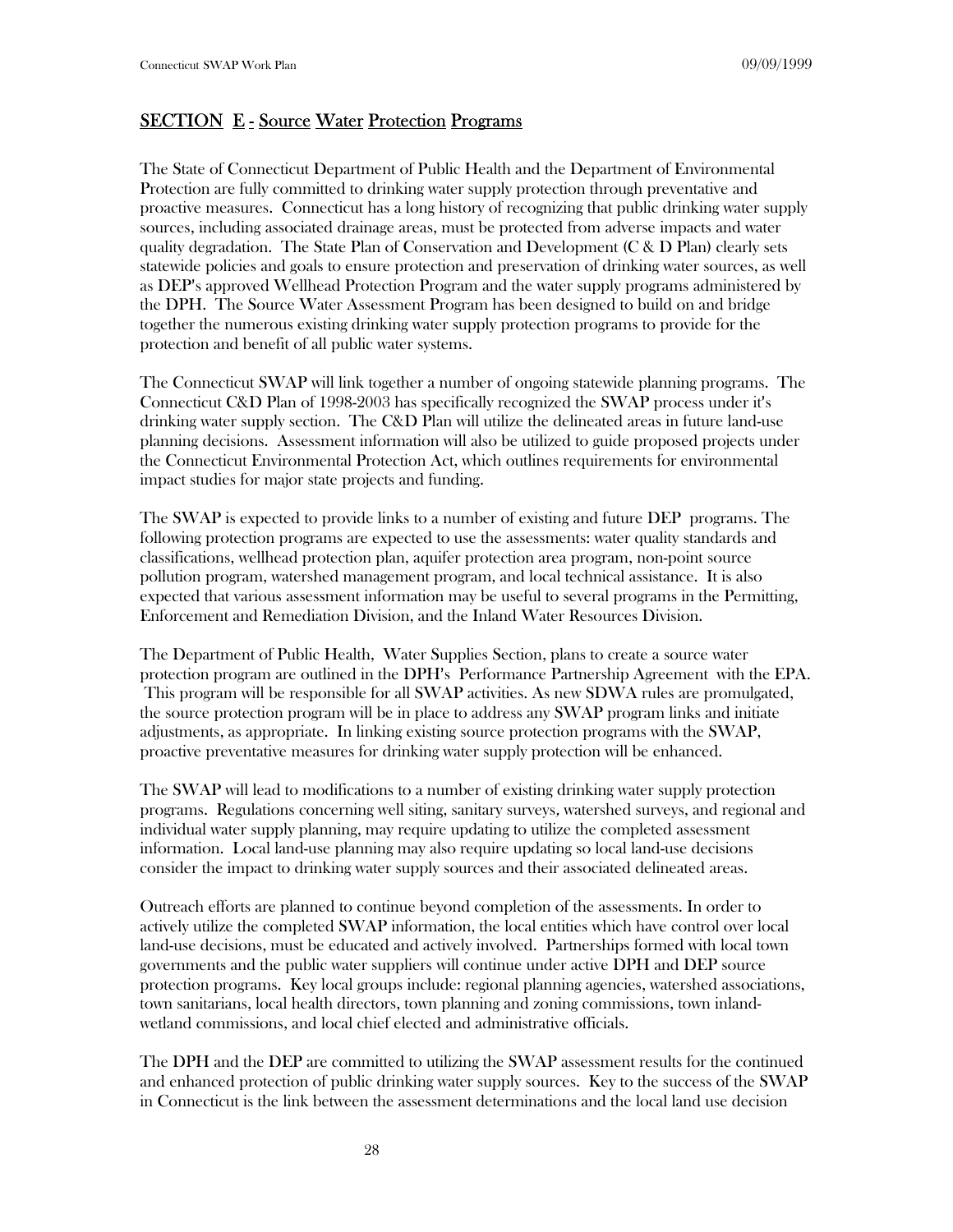## SECTION E - Source Water Protection Programs

The State of Connecticut Department of Public Health and the Department of Environmental Protection are fully committed to drinking water supply protection through preventative and proactive measures. Connecticut has a long history of recognizing that public drinking water supply sources, including associated drainage areas, must be protected from adverse impacts and water quality degradation. The State Plan of Conservation and Development (C & D Plan) clearly sets statewide policies and goals to ensure protection and preservation of drinking water sources, as well as DEP's approved Wellhead Protection Program and the water supply programs administered by the DPH. The Source Water Assessment Program has been designed to build on and bridge together the numerous existing drinking water supply protection programs to provide for the protection and benefit of all public water systems.

The Connecticut SWAP will link together a number of ongoing statewide planning programs. The Connecticut C&D Plan of 1998-2003 has specifically recognized the SWAP process under it's drinking water supply section. The C&D Plan will utilize the delineated areas in future land-use planning decisions. Assessment information will also be utilized to guide proposed projects under the Connecticut Environmental Protection Act, which outlines requirements for environmental impact studies for major state projects and funding.

The SWAP is expected to provide links to a number of existing and future DEP programs. The following protection programs are expected to use the assessments: water quality standards and classifications, wellhead protection plan, aquifer protection area program, non-point source pollution program, watershed management program, and local technical assistance. It is also expected that various assessment information may be useful to several programs in the Permitting, Enforcement and Remediation Division, and the Inland Water Resources Division.

The Department of Public Health, Water Supplies Section, plans to create a source water protection program are outlined in the DPH's Performance Partnership Agreement with the EPA. This program will be responsible for all SWAP activities. As new SDWA rules are promulgated, the source protection program will be in place to address any SWAP program links and initiate adjustments, as appropriate. In linking existing source protection programs with the SWAP, proactive preventative measures for drinking water supply protection will be enhanced.

The SWAP will lead to modifications to a number of existing drinking water supply protection programs. Regulations concerning well siting, sanitary surveys, watershed surveys, and regional and individual water supply planning, may require updating to utilize the completed assessment information. Local land-use planning may also require updating so local land-use decisions consider the impact to drinking water supply sources and their associated delineated areas.

Outreach efforts are planned to continue beyond completion of the assessments. In order to actively utilize the completed SWAP information, the local entities which have control over local land-use decisions, must be educated and actively involved. Partnerships formed with local town governments and the public water suppliers will continue under active DPH and DEP source protection programs. Key local groups include: regional planning agencies, watershed associations, town sanitarians, local health directors, town planning and zoning commissions, town inland-wetland commissions, and local chief elected and administrative officials.

The DPH and the DEP are committed to utilizing the SWAP assessment results for the continued and enhanced protection of public drinking water supply sources. Key to the success of the SWAP in Connecticut is the link between the assessment determinations and the local land use decision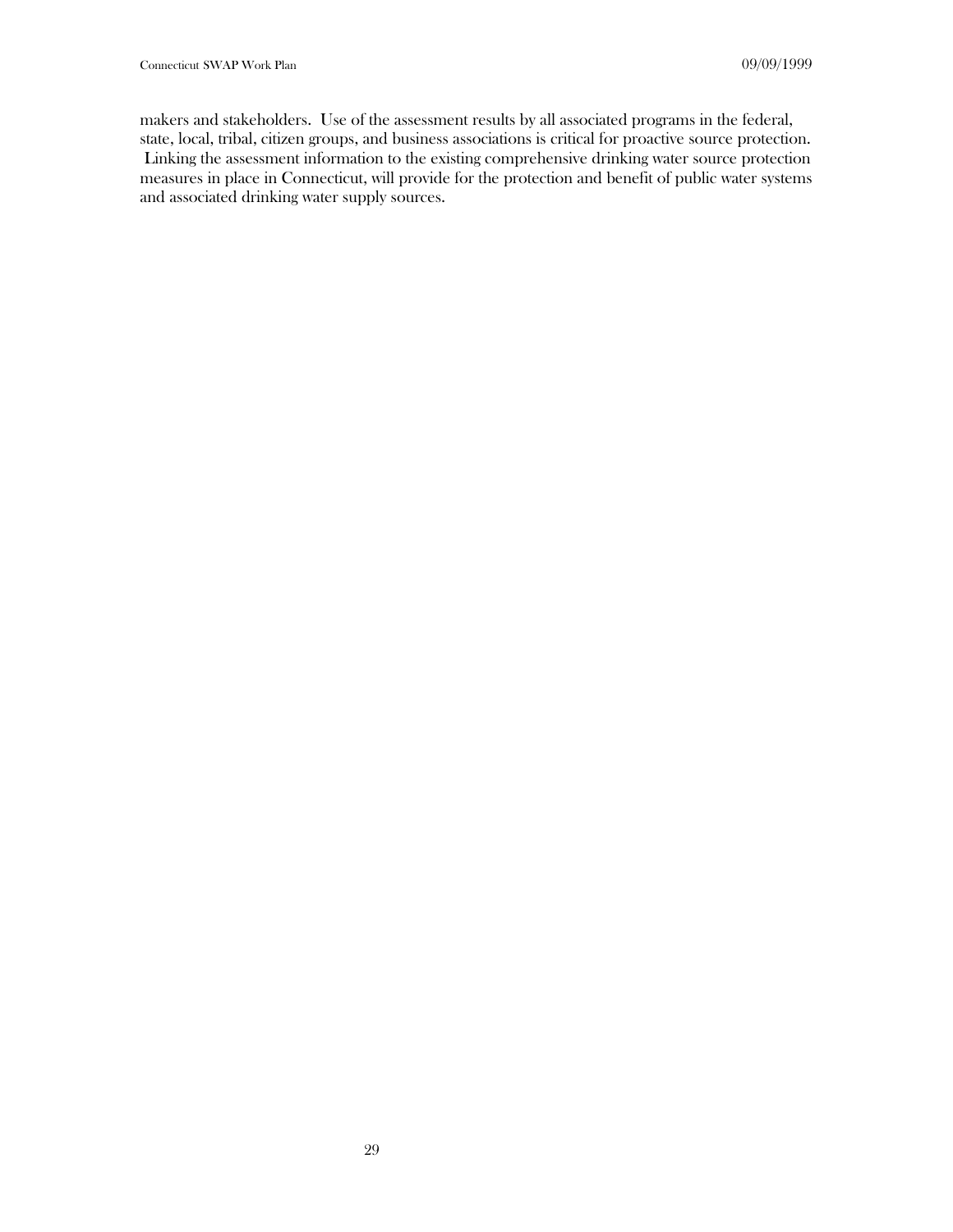makers and stakeholders. Use of the assessment results by all associated programs in the federal, state, local, tribal, citizen groups, and business associations is critical for proactive source protection. Linking the assessment information to the existing comprehensive drinking water source protection measures in place in Connecticut, will provide for the protection and benefit of public water systems and associated drinking water supply sources.